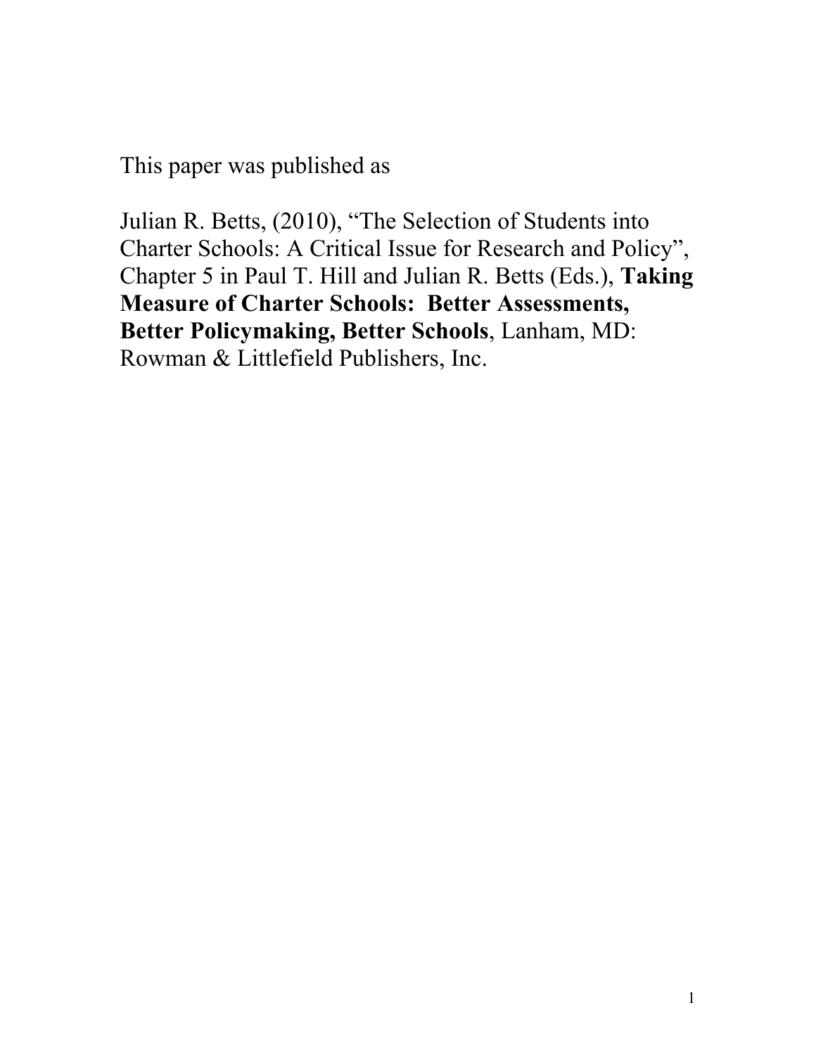This paper was published as

Julian R. Betts, (2010), "The Selection of Students into Charter Schools: A Critical Issue for Research and Policy", Chapter 5 in Paul T. Hill and Julian R. Betts (Eds.), **Taking Measure of Charter Schools: Better Assessments, Better Policymaking, Better Schools**, Lanham, MD: Rowman & Littlefield Publishers, Inc.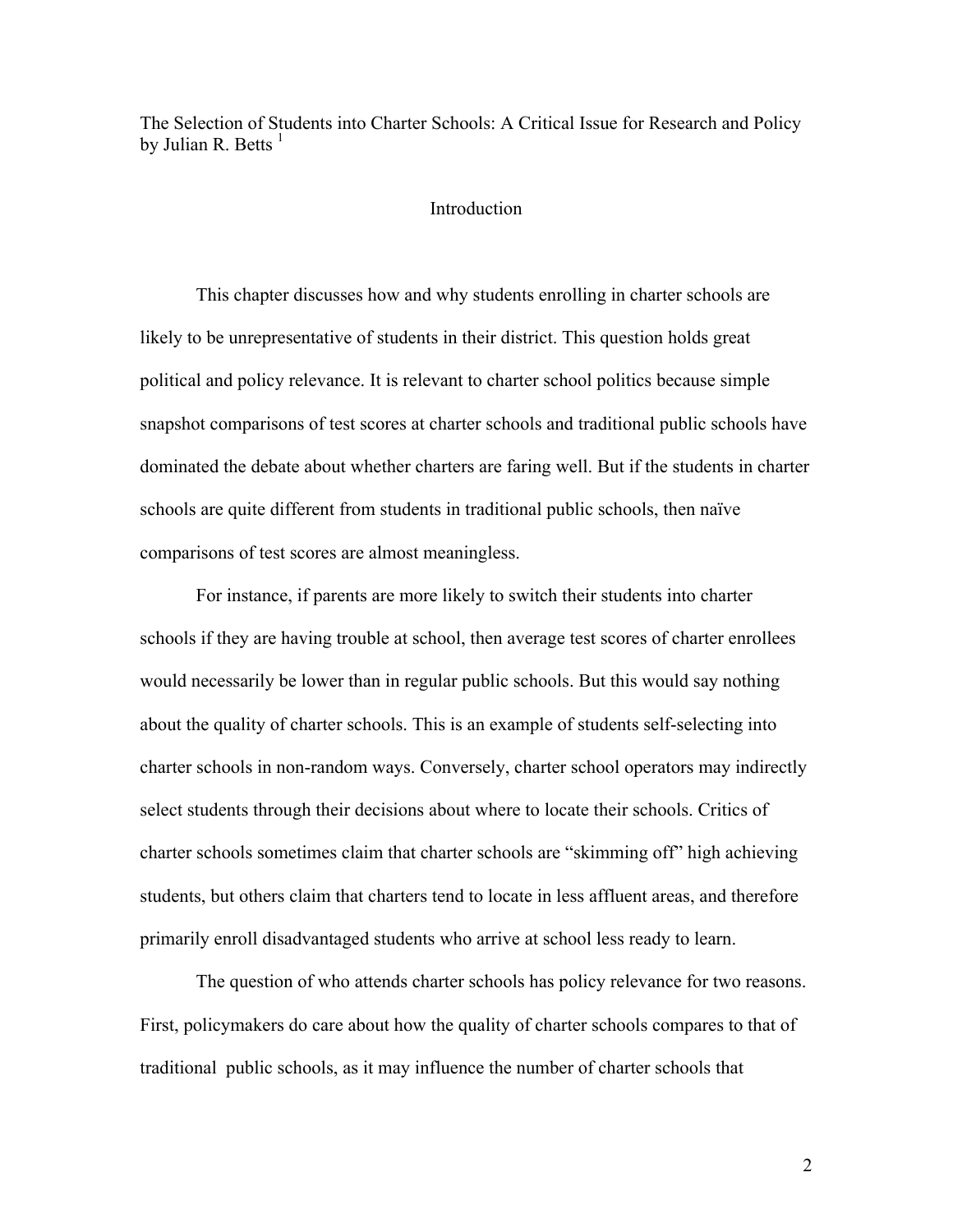The Selection of Students into Charter Schools: A Critical Issue for Research and Policy by Julian R. Betts [1]

## Introduction

This chapter discusses how and why students enrolling in charter schools are likely to be unrepresentative of students in their district. This question holds great political and policy relevance. It is relevant to charter school politics because simple snapshot comparisons of test scores at charter schools and traditional public schools have dominated the debate about whether charters are faring well. But if the students in charter schools are quite different from students in traditional public schools, then naïve comparisons of test scores are almost meaningless.

For instance, if parents are more likely to switch their students into charter schools if they are having trouble at school, then average test scores of charter enrollees would necessarily be lower than in regular public schools. But this would say nothing about the quality of charter schools. This is an example of students self-selecting into charter schools in non-random ways. Conversely, charter school operators may indirectly select students through their decisions about where to locate their schools. Critics of charter schools sometimes claim that charter schools are "skimming off" high achieving students, but others claim that charters tend to locate in less affluent areas, and therefore primarily enroll disadvantaged students who arrive at school less ready to learn.

The question of who attends charter schools has policy relevance for two reasons. First, policymakers do care about how the quality of charter schools compares to that of traditional public schools, as it may influence the number of charter schools that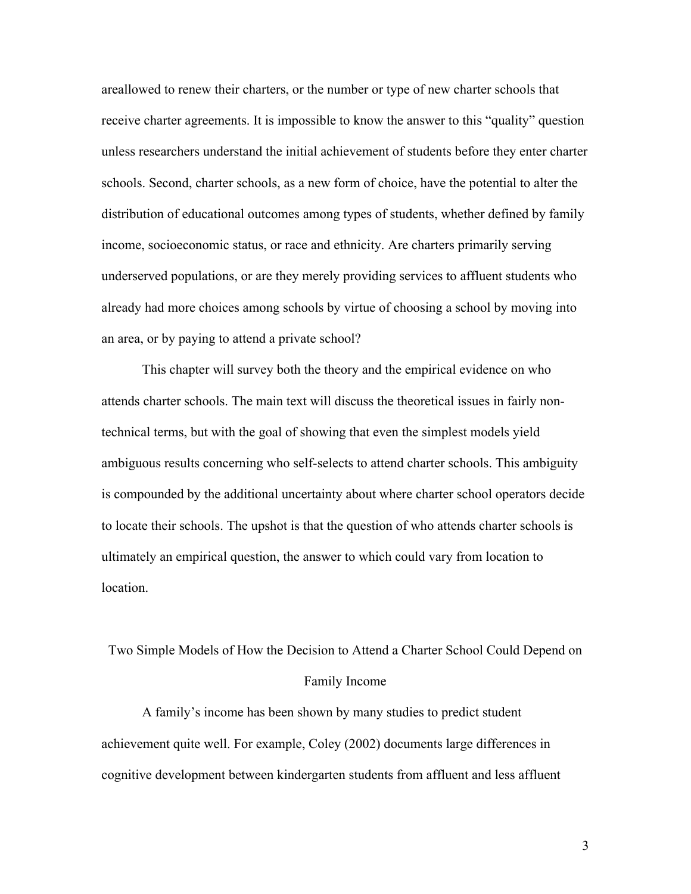areallowed to renew their charters, or the number or type of new charter schools that receive charter agreements. It is impossible to know the answer to this "quality" question unless researchers understand the initial achievement of students before they enter charter schools. Second, charter schools, as a new form of choice, have the potential to alter the distribution of educational outcomes among types of students, whether defined by family income, socioeconomic status, or race and ethnicity. Are charters primarily serving underserved populations, or are they merely providing services to affluent students who already had more choices among schools by virtue of choosing a school by moving into an area, or by paying to attend a private school?

This chapter will survey both the theory and the empirical evidence on who attends charter schools. The main text will discuss the theoretical issues in fairly non-technical terms, but with the goal of showing that even the simplest models yield ambiguous results concerning who self-selects to attend charter schools. This ambiguity is compounded by the additional uncertainty about where charter school operators decide to locate their schools. The upshot is that the question of who attends charter schools is ultimately an empirical question, the answer to which could vary from location to location.

## Two Simple Models of How the Decision to Attend a Charter School Could Depend on Family Income

A family's income has been shown by many studies to predict student achievement quite well. For example, Coley (2002) documents large differences in cognitive development between kindergarten students from affluent and less affluent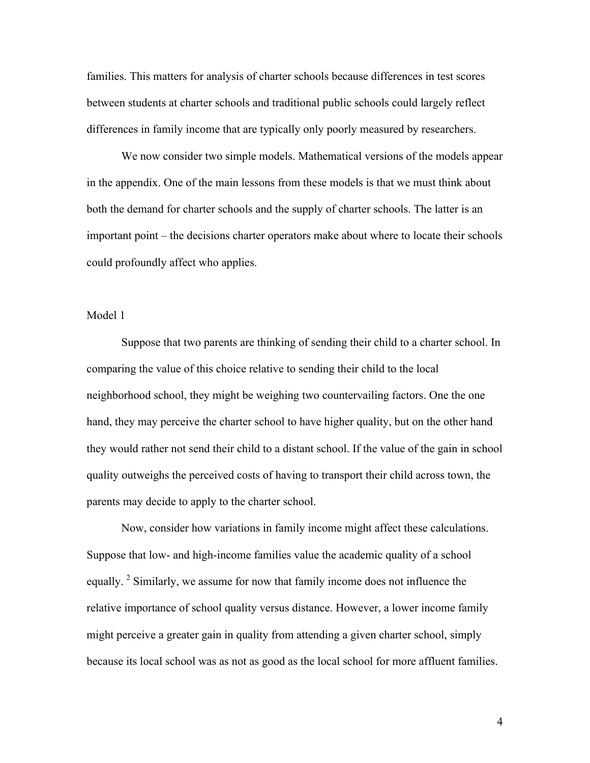families. This matters for analysis of charter schools because differences in test scores between students at charter schools and traditional public schools could largely reflect differences in family income that are typically only poorly measured by researchers.

We now consider two simple models. Mathematical versions of the models appear in the appendix. One of the main lessons from these models is that we must think about both the demand for charter schools and the supply of charter schools. The latter is an important point – the decisions charter operators make about where to locate their schools could profoundly affect who applies.

### Model 1

Suppose that two parents are thinking of sending their child to a charter school. In comparing the value of this choice relative to sending their child to the local neighborhood school, they might be weighing two countervailing factors. One the one hand, they may perceive the charter school to have higher quality, but on the other hand they would rather not send their child to a distant school. If the value of the gain in school quality outweighs the perceived costs of having to transport their child across town, the parents may decide to apply to the charter school.

Now, consider how variations in family income might affect these calculations. Suppose that low- and high-income families value the academic quality of a school equally. [2] Similarly, we assume for now that family income does not influence the relative importance of school quality versus distance. However, a lower income family might perceive a greater gain in quality from attending a given charter school, simply because its local school was as not as good as the local school for more affluent families.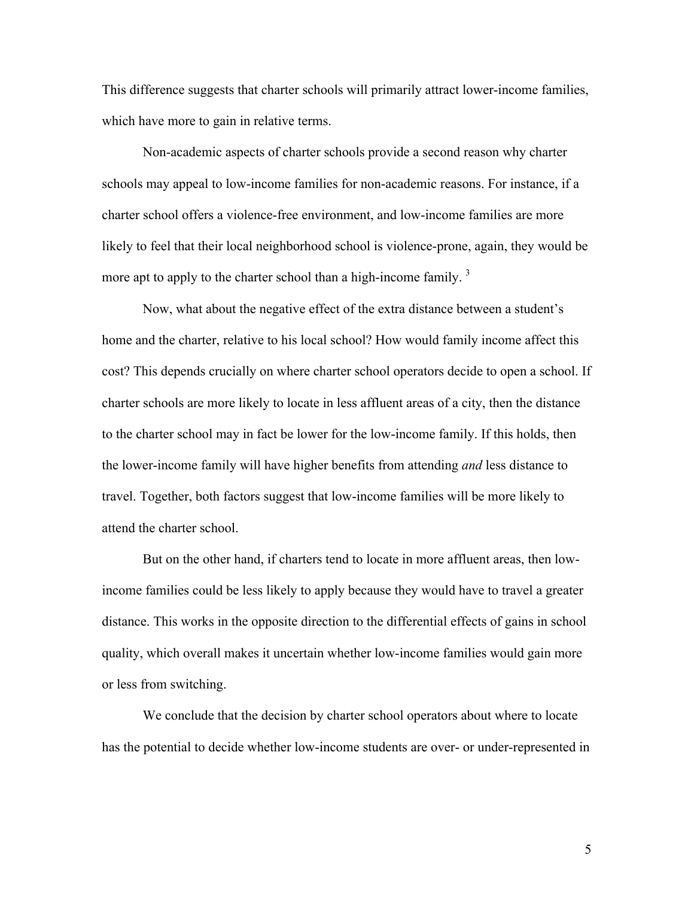This difference suggests that charter schools will primarily attract lower-income families, which have more to gain in relative terms.

Non-academic aspects of charter schools provide a second reason why charter schools may appeal to low-income families for non-academic reasons. For instance, if a charter school offers a violence-free environment, and low-income families are more likely to feel that their local neighborhood school is violence-prone, again, they would be more apt to apply to the charter school than a high-income family. [3]

Now, what about the negative effect of the extra distance between a student's home and the charter, relative to his local school? How would family income affect this cost? This depends crucially on where charter school operators decide to open a school. If charter schools are more likely to locate in less affluent areas of a city, then the distance to the charter school may in fact be lower for the low-income family. If this holds, then the lower-income family will have higher benefits from attending *and* less distance to travel. Together, both factors suggest that low-income families will be more likely to attend the charter school.

But on the other hand, if charters tend to locate in more affluent areas, then low-income families could be less likely to apply because they would have to travel a greater distance. This works in the opposite direction to the differential effects of gains in school quality, which overall makes it uncertain whether low-income families would gain more or less from switching.

We conclude that the decision by charter school operators about where to locate has the potential to decide whether low-income students are over- or under-represented in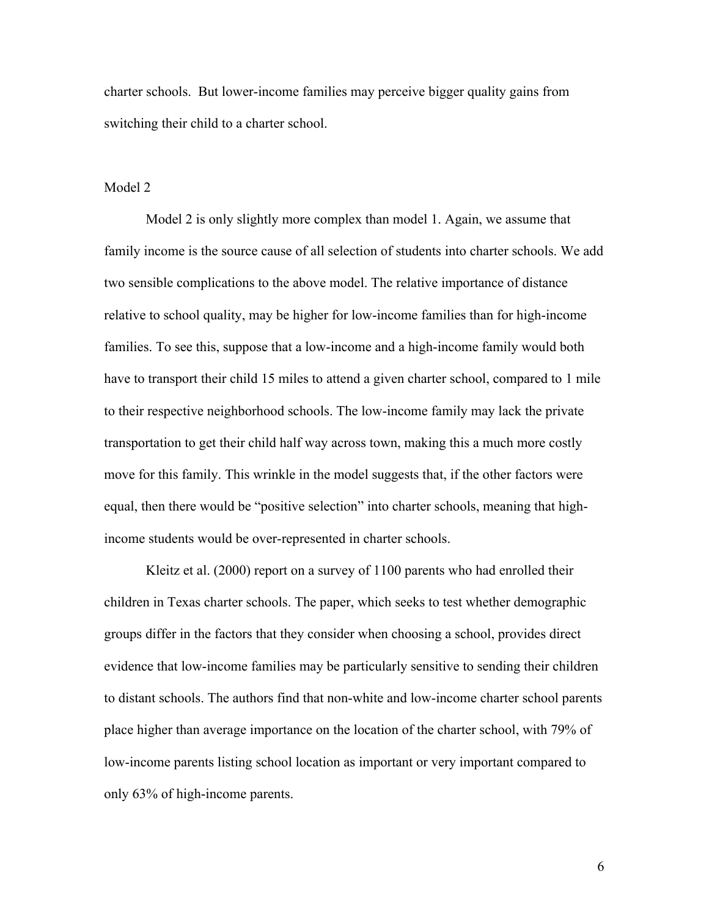charter schools. But lower-income families may perceive bigger quality gains from switching their child to a charter school.

### Model 2

Model 2 is only slightly more complex than model 1. Again, we assume that family income is the source cause of all selection of students into charter schools. We add two sensible complications to the above model. The relative importance of distance relative to school quality, may be higher for low-income families than for high-income families. To see this, suppose that a low-income and a high-income family would both have to transport their child 15 miles to attend a given charter school, compared to 1 mile to their respective neighborhood schools. The low-income family may lack the private transportation to get their child half way across town, making this a much more costly move for this family. This wrinkle in the model suggests that, if the other factors were equal, then there would be "positive selection" into charter schools, meaning that high-income students would be over-represented in charter schools.

Kleitz et al. (2000) report on a survey of 1100 parents who had enrolled their children in Texas charter schools. The paper, which seeks to test whether demographic groups differ in the factors that they consider when choosing a school, provides direct evidence that low-income families may be particularly sensitive to sending their children to distant schools. The authors find that non-white and low-income charter school parents place higher than average importance on the location of the charter school, with 79% of low-income parents listing school location as important or very important compared to only 63% of high-income parents.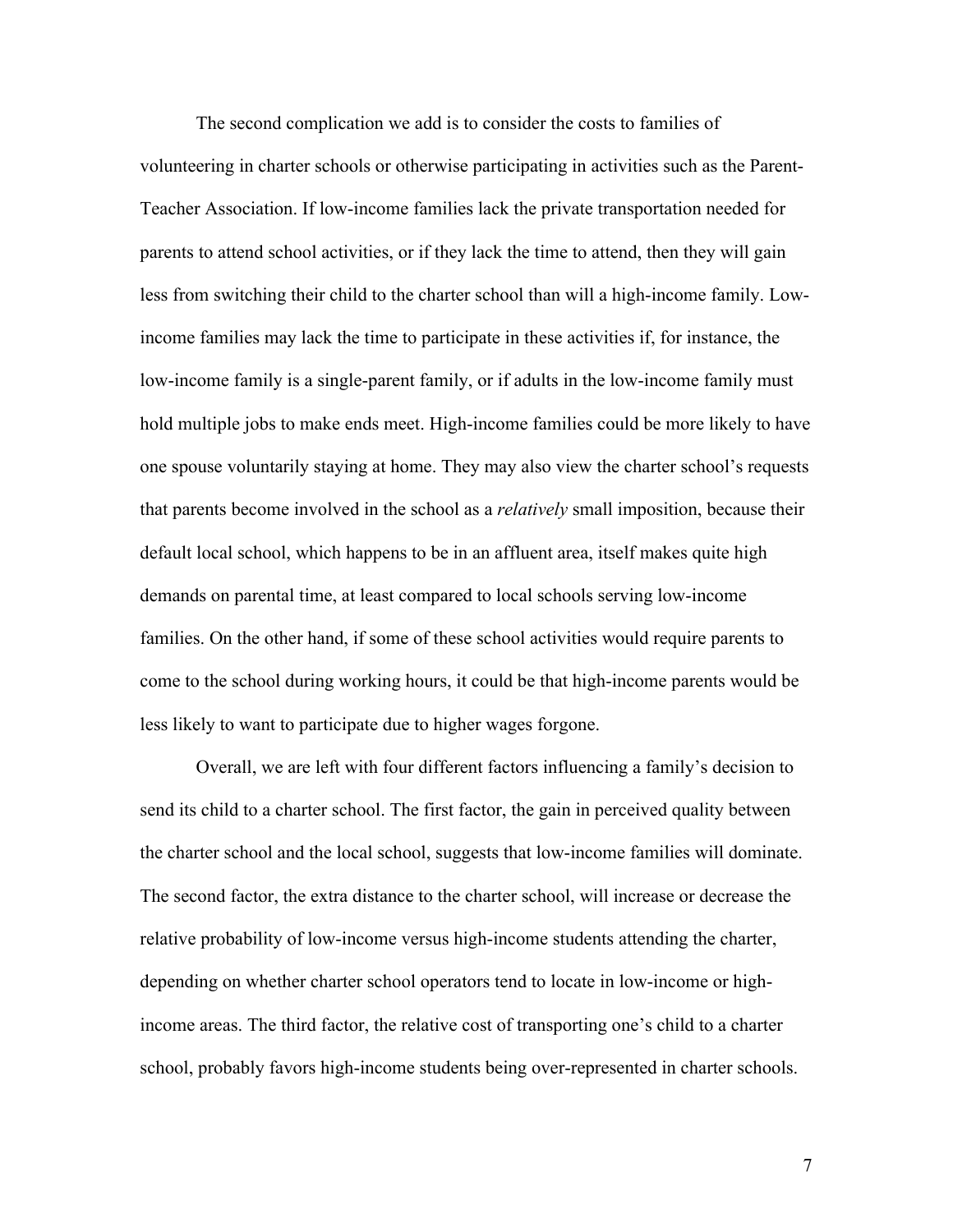The second complication we add is to consider the costs to families of volunteering in charter schools or otherwise participating in activities such as the Parent-Teacher Association. If low-income families lack the private transportation needed for parents to attend school activities, or if they lack the time to attend, then they will gain less from switching their child to the charter school than will a high-income family. Low-income families may lack the time to participate in these activities if, for instance, the low-income family is a single-parent family, or if adults in the low-income family must hold multiple jobs to make ends meet. High-income families could be more likely to have one spouse voluntarily staying at home. They may also view the charter school's requests that parents become involved in the school as a *relatively* small imposition, because their default local school, which happens to be in an affluent area, itself makes quite high demands on parental time, at least compared to local schools serving low-income families. On the other hand, if some of these school activities would require parents to come to the school during working hours, it could be that high-income parents would be less likely to want to participate due to higher wages forgone.

Overall, we are left with four different factors influencing a family's decision to send its child to a charter school. The first factor, the gain in perceived quality between the charter school and the local school, suggests that low-income families will dominate. The second factor, the extra distance to the charter school, will increase or decrease the relative probability of low-income versus high-income students attending the charter, depending on whether charter school operators tend to locate in low-income or high-income areas. The third factor, the relative cost of transporting one's child to a charter school, probably favors high-income students being over-represented in charter schools.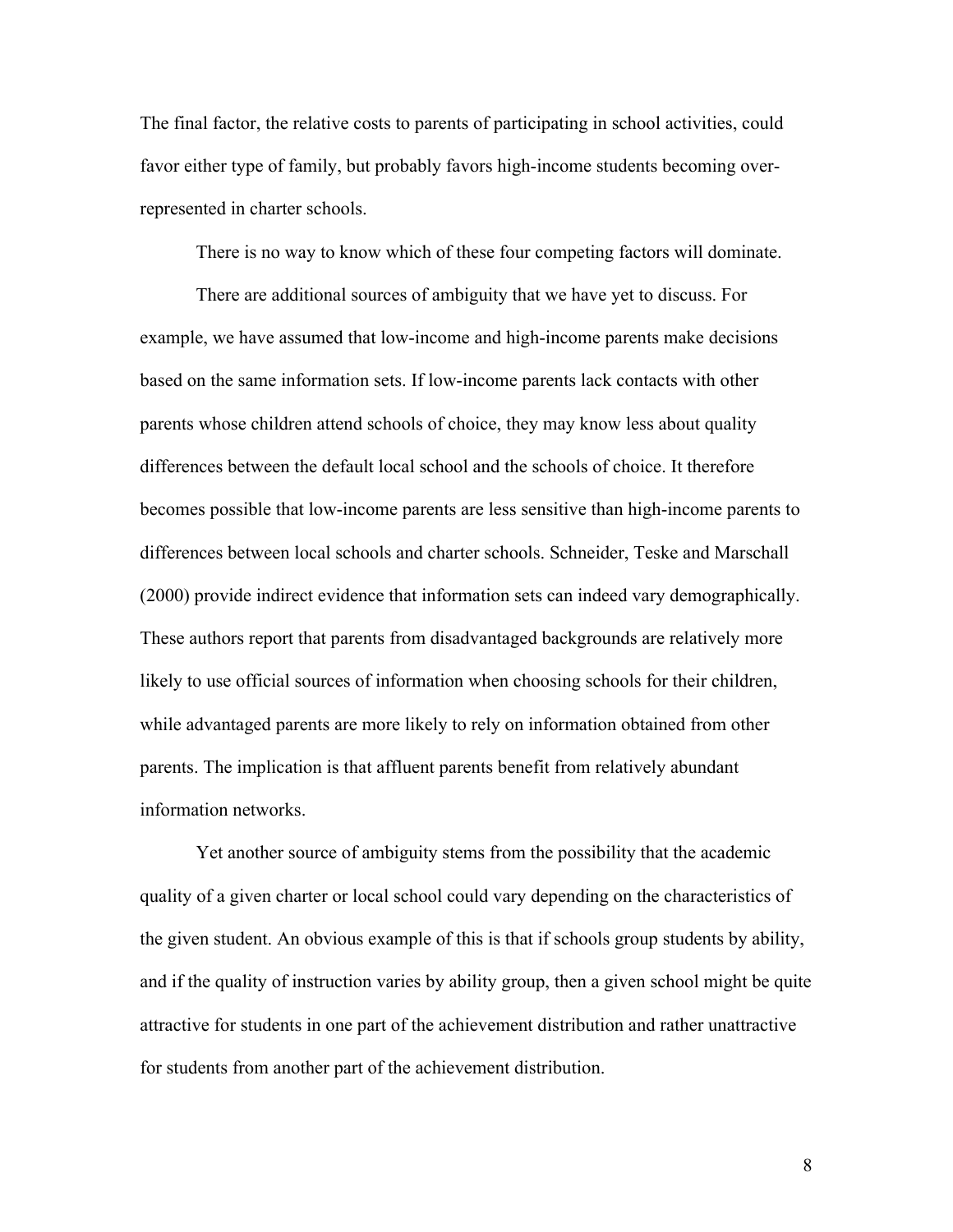The final factor, the relative costs to parents of participating in school activities, could favor either type of family, but probably favors high-income students becoming over-represented in charter schools.

There is no way to know which of these four competing factors will dominate.

There are additional sources of ambiguity that we have yet to discuss. For example, we have assumed that low-income and high-income parents make decisions based on the same information sets. If low-income parents lack contacts with other parents whose children attend schools of choice, they may know less about quality differences between the default local school and the schools of choice. It therefore becomes possible that low-income parents are less sensitive than high-income parents to differences between local schools and charter schools. Schneider, Teske and Marschall (2000) provide indirect evidence that information sets can indeed vary demographically. These authors report that parents from disadvantaged backgrounds are relatively more likely to use official sources of information when choosing schools for their children, while advantaged parents are more likely to rely on information obtained from other parents. The implication is that affluent parents benefit from relatively abundant information networks.

Yet another source of ambiguity stems from the possibility that the academic quality of a given charter or local school could vary depending on the characteristics of the given student. An obvious example of this is that if schools group students by ability, and if the quality of instruction varies by ability group, then a given school might be quite attractive for students in one part of the achievement distribution and rather unattractive for students from another part of the achievement distribution.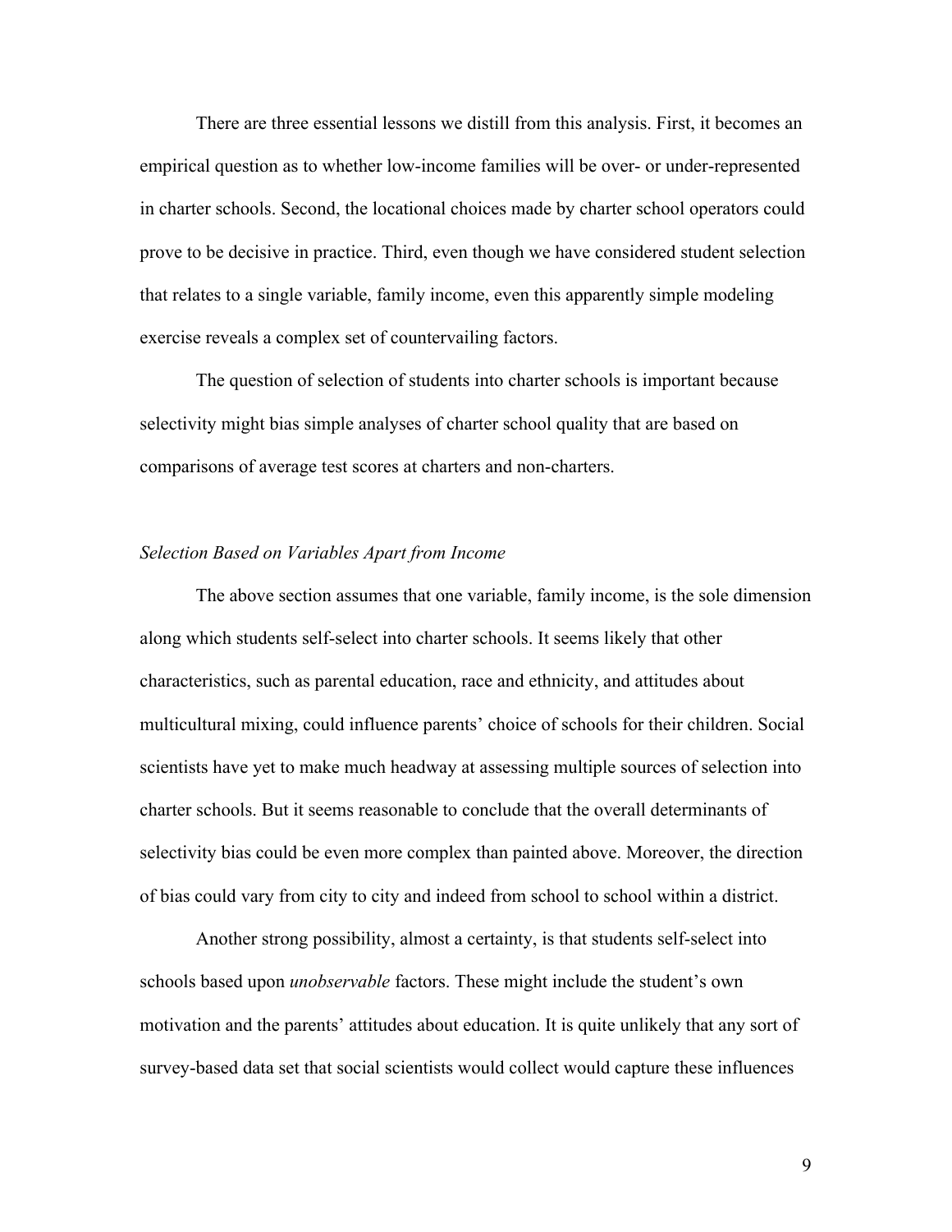There are three essential lessons we distill from this analysis. First, it becomes an empirical question as to whether low-income families will be over- or under-represented in charter schools. Second, the locational choices made by charter school operators could prove to be decisive in practice. Third, even though we have considered student selection that relates to a single variable, family income, even this apparently simple modeling exercise reveals a complex set of countervailing factors.

The question of selection of students into charter schools is important because selectivity might bias simple analyses of charter school quality that are based on comparisons of average test scores at charters and non-charters.

### *Selection Based on Variables Apart from Income*

The above section assumes that one variable, family income, is the sole dimension along which students self-select into charter schools. It seems likely that other characteristics, such as parental education, race and ethnicity, and attitudes about multicultural mixing, could influence parents' choice of schools for their children. Social scientists have yet to make much headway at assessing multiple sources of selection into charter schools. But it seems reasonable to conclude that the overall determinants of selectivity bias could be even more complex than painted above. Moreover, the direction of bias could vary from city to city and indeed from school to school within a district.

Another strong possibility, almost a certainty, is that students self-select into schools based upon *unobservable* factors. These might include the student's own motivation and the parents' attitudes about education. It is quite unlikely that any sort of survey-based data set that social scientists would collect would capture these influences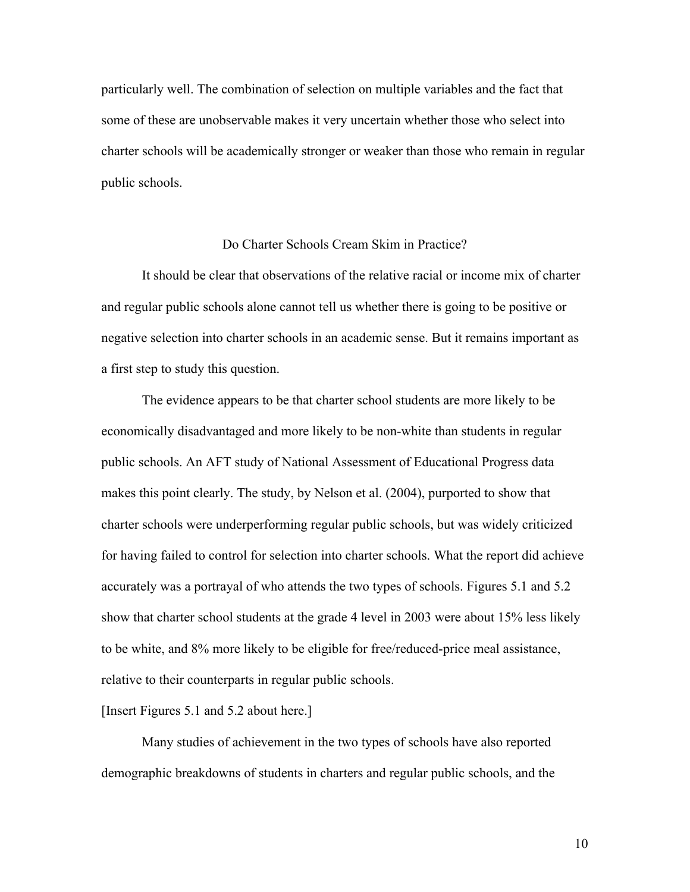particularly well. The combination of selection on multiple variables and the fact that some of these are unobservable makes it very uncertain whether those who select into charter schools will be academically stronger or weaker than those who remain in regular public schools.

## Do Charter Schools Cream Skim in Practice?

It should be clear that observations of the relative racial or income mix of charter and regular public schools alone cannot tell us whether there is going to be positive or negative selection into charter schools in an academic sense. But it remains important as a first step to study this question.

The evidence appears to be that charter school students are more likely to be economically disadvantaged and more likely to be non-white than students in regular public schools. An AFT study of National Assessment of Educational Progress data makes this point clearly. The study, by Nelson et al. (2004), purported to show that charter schools were underperforming regular public schools, but was widely criticized for having failed to control for selection into charter schools. What the report did achieve accurately was a portrayal of who attends the two types of schools. Figures 5.1 and 5.2 show that charter school students at the grade 4 level in 2003 were about 15% less likely to be white, and 8% more likely to be eligible for free/reduced-price meal assistance, relative to their counterparts in regular public schools.

[Insert Figures 5.1 and 5.2 about here.]

Many studies of achievement in the two types of schools have also reported demographic breakdowns of students in charters and regular public schools, and the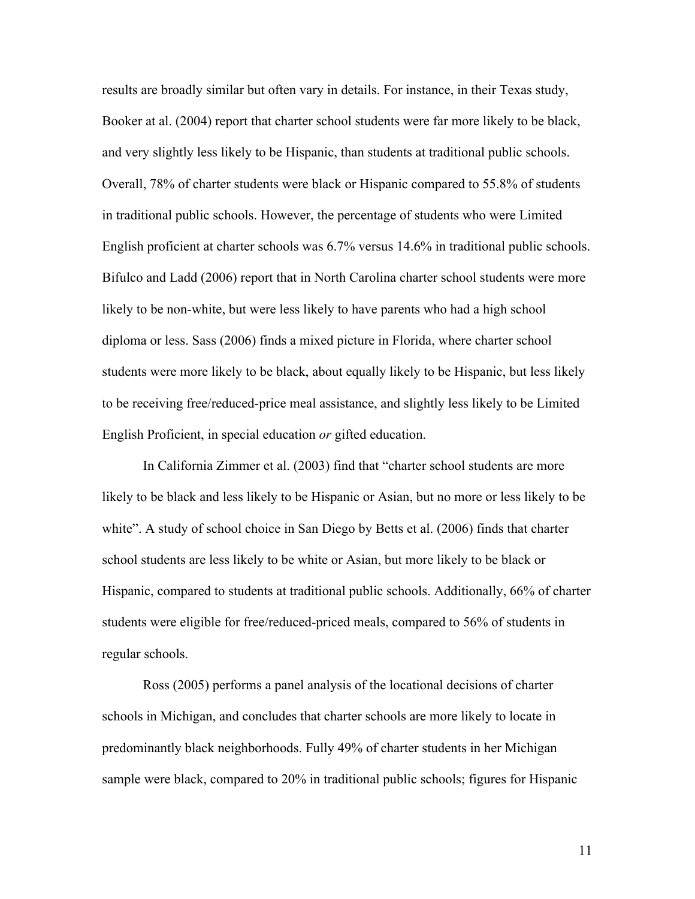results are broadly similar but often vary in details. For instance, in their Texas study, Booker at al. (2004) report that charter school students were far more likely to be black, and very slightly less likely to be Hispanic, than students at traditional public schools. Overall, 78% of charter students were black or Hispanic compared to 55.8% of students in traditional public schools. However, the percentage of students who were Limited English proficient at charter schools was 6.7% versus 14.6% in traditional public schools. Bifulco and Ladd (2006) report that in North Carolina charter school students were more likely to be non-white, but were less likely to have parents who had a high school diploma or less. Sass (2006) finds a mixed picture in Florida, where charter school students were more likely to be black, about equally likely to be Hispanic, but less likely to be receiving free/reduced-price meal assistance, and slightly less likely to be Limited English Proficient, in special education *or* gifted education.

In California Zimmer et al. (2003) find that "charter school students are more likely to be black and less likely to be Hispanic or Asian, but no more or less likely to be white". A study of school choice in San Diego by Betts et al. (2006) finds that charter school students are less likely to be white or Asian, but more likely to be black or Hispanic, compared to students at traditional public schools. Additionally, 66% of charter students were eligible for free/reduced-priced meals, compared to 56% of students in regular schools.

Ross (2005) performs a panel analysis of the locational decisions of charter schools in Michigan, and concludes that charter schools are more likely to locate in predominantly black neighborhoods. Fully 49% of charter students in her Michigan sample were black, compared to 20% in traditional public schools; figures for Hispanic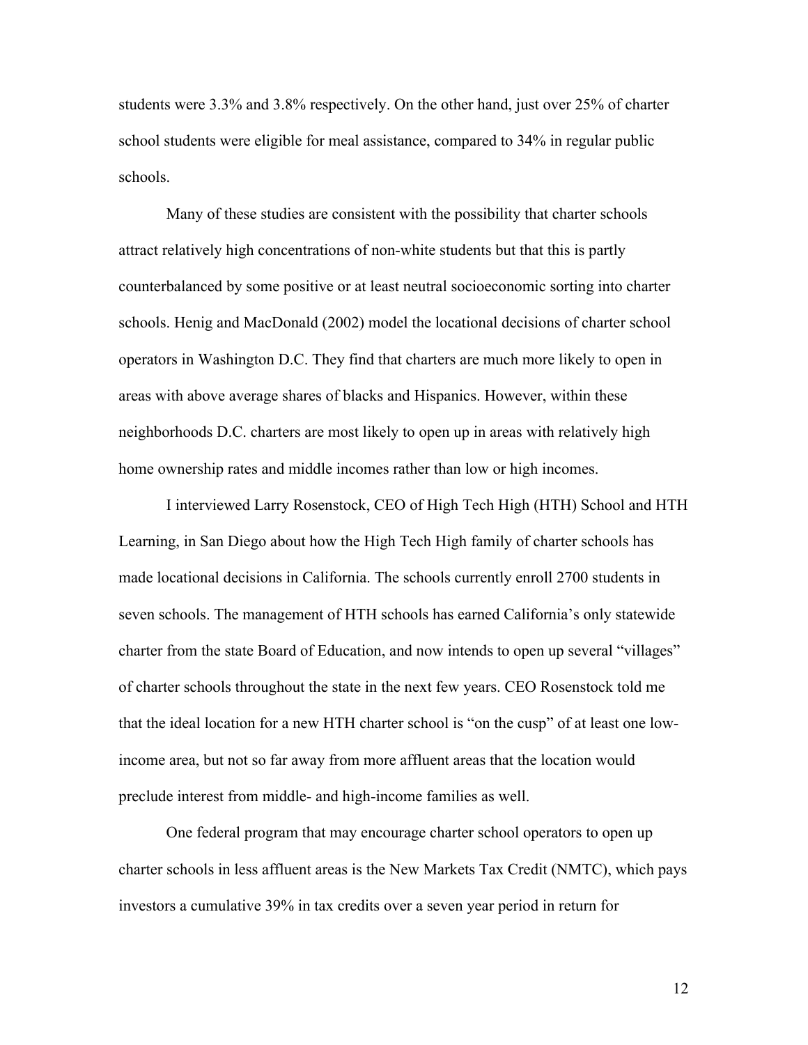students were 3.3% and 3.8% respectively. On the other hand, just over 25% of charter school students were eligible for meal assistance, compared to 34% in regular public schools.

Many of these studies are consistent with the possibility that charter schools attract relatively high concentrations of non-white students but that this is partly counterbalanced by some positive or at least neutral socioeconomic sorting into charter schools. Henig and MacDonald (2002) model the locational decisions of charter school operators in Washington D.C. They find that charters are much more likely to open in areas with above average shares of blacks and Hispanics. However, within these neighborhoods D.C. charters are most likely to open up in areas with relatively high home ownership rates and middle incomes rather than low or high incomes.

I interviewed Larry Rosenstock, CEO of High Tech High (HTH) School and HTH Learning, in San Diego about how the High Tech High family of charter schools has made locational decisions in California. The schools currently enroll 2700 students in seven schools. The management of HTH schools has earned California's only statewide charter from the state Board of Education, and now intends to open up several "villages" of charter schools throughout the state in the next few years. CEO Rosenstock told me that the ideal location for a new HTH charter school is "on the cusp" of at least one low-income area, but not so far away from more affluent areas that the location would preclude interest from middle- and high-income families as well.

One federal program that may encourage charter school operators to open up charter schools in less affluent areas is the New Markets Tax Credit (NMTC), which pays investors a cumulative 39% in tax credits over a seven year period in return for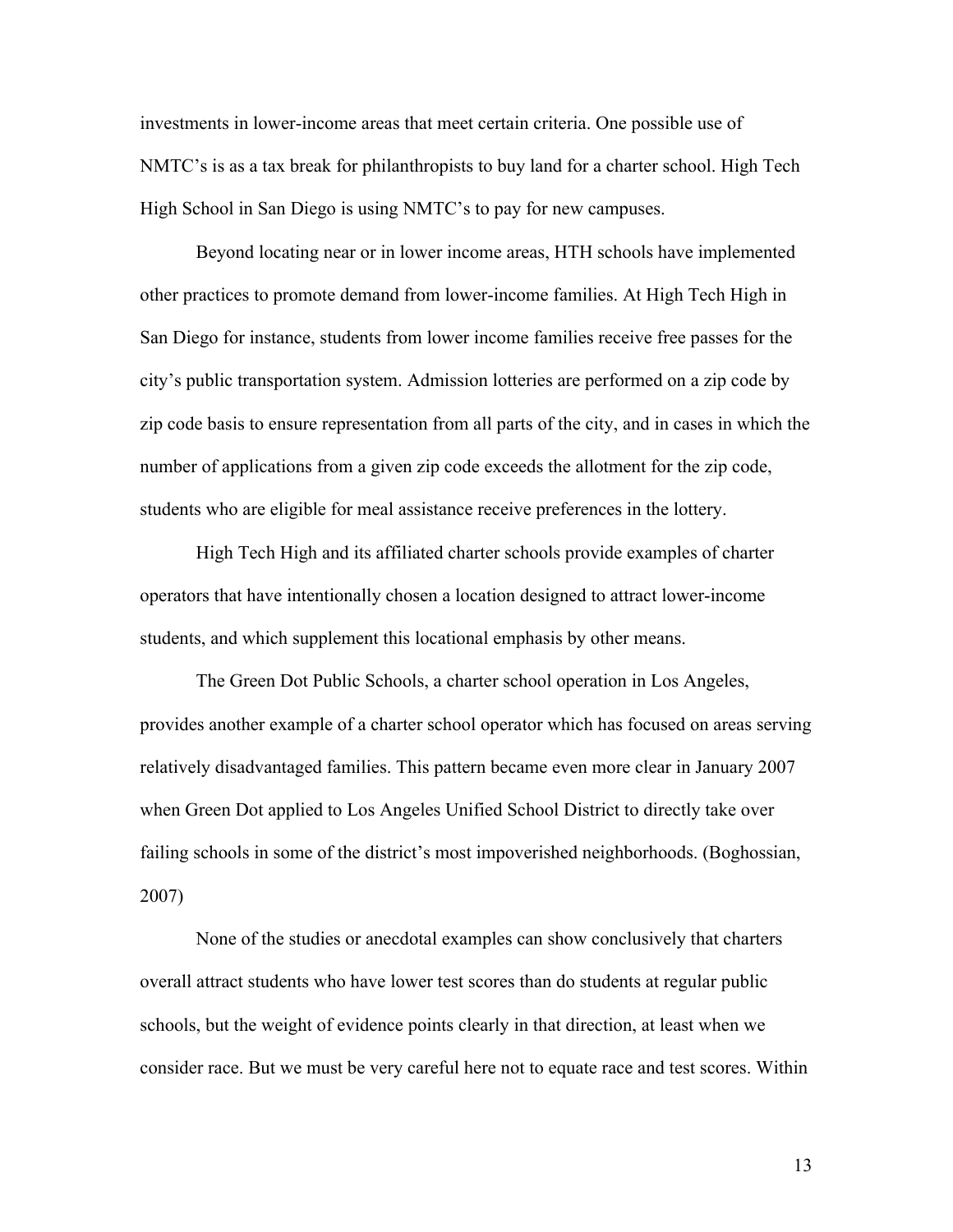investments in lower-income areas that meet certain criteria. One possible use of NMTC's is as a tax break for philanthropists to buy land for a charter school. High Tech High School in San Diego is using NMTC's to pay for new campuses.

Beyond locating near or in lower income areas, HTH schools have implemented other practices to promote demand from lower-income families. At High Tech High in San Diego for instance, students from lower income families receive free passes for the city's public transportation system. Admission lotteries are performed on a zip code by zip code basis to ensure representation from all parts of the city, and in cases in which the number of applications from a given zip code exceeds the allotment for the zip code, students who are eligible for meal assistance receive preferences in the lottery.

High Tech High and its affiliated charter schools provide examples of charter operators that have intentionally chosen a location designed to attract lower-income students, and which supplement this locational emphasis by other means.

The Green Dot Public Schools, a charter school operation in Los Angeles, provides another example of a charter school operator which has focused on areas serving relatively disadvantaged families. This pattern became even more clear in January 2007 when Green Dot applied to Los Angeles Unified School District to directly take over failing schools in some of the district's most impoverished neighborhoods. (Boghossian, 2007)

None of the studies or anecdotal examples can show conclusively that charters overall attract students who have lower test scores than do students at regular public schools, but the weight of evidence points clearly in that direction, at least when we consider race. But we must be very careful here not to equate race and test scores. Within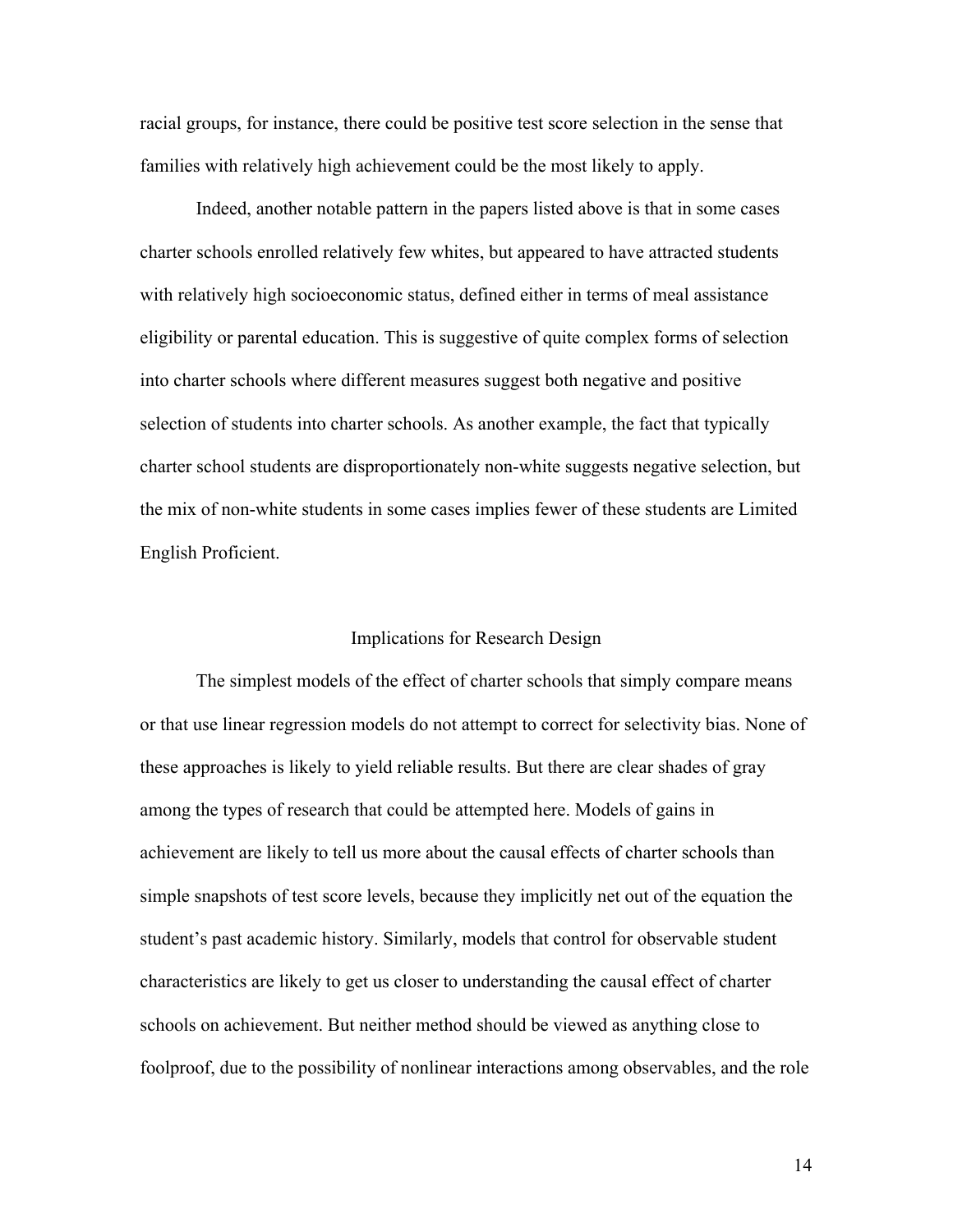racial groups, for instance, there could be positive test score selection in the sense that families with relatively high achievement could be the most likely to apply.

Indeed, another notable pattern in the papers listed above is that in some cases charter schools enrolled relatively few whites, but appeared to have attracted students with relatively high socioeconomic status, defined either in terms of meal assistance eligibility or parental education. This is suggestive of quite complex forms of selection into charter schools where different measures suggest both negative and positive selection of students into charter schools. As another example, the fact that typically charter school students are disproportionately non-white suggests negative selection, but the mix of non-white students in some cases implies fewer of these students are Limited English Proficient.

## Implications for Research Design

The simplest models of the effect of charter schools that simply compare means or that use linear regression models do not attempt to correct for selectivity bias. None of these approaches is likely to yield reliable results. But there are clear shades of gray among the types of research that could be attempted here. Models of gains in achievement are likely to tell us more about the causal effects of charter schools than simple snapshots of test score levels, because they implicitly net out of the equation the student's past academic history. Similarly, models that control for observable student characteristics are likely to get us closer to understanding the causal effect of charter schools on achievement. But neither method should be viewed as anything close to foolproof, due to the possibility of nonlinear interactions among observables, and the role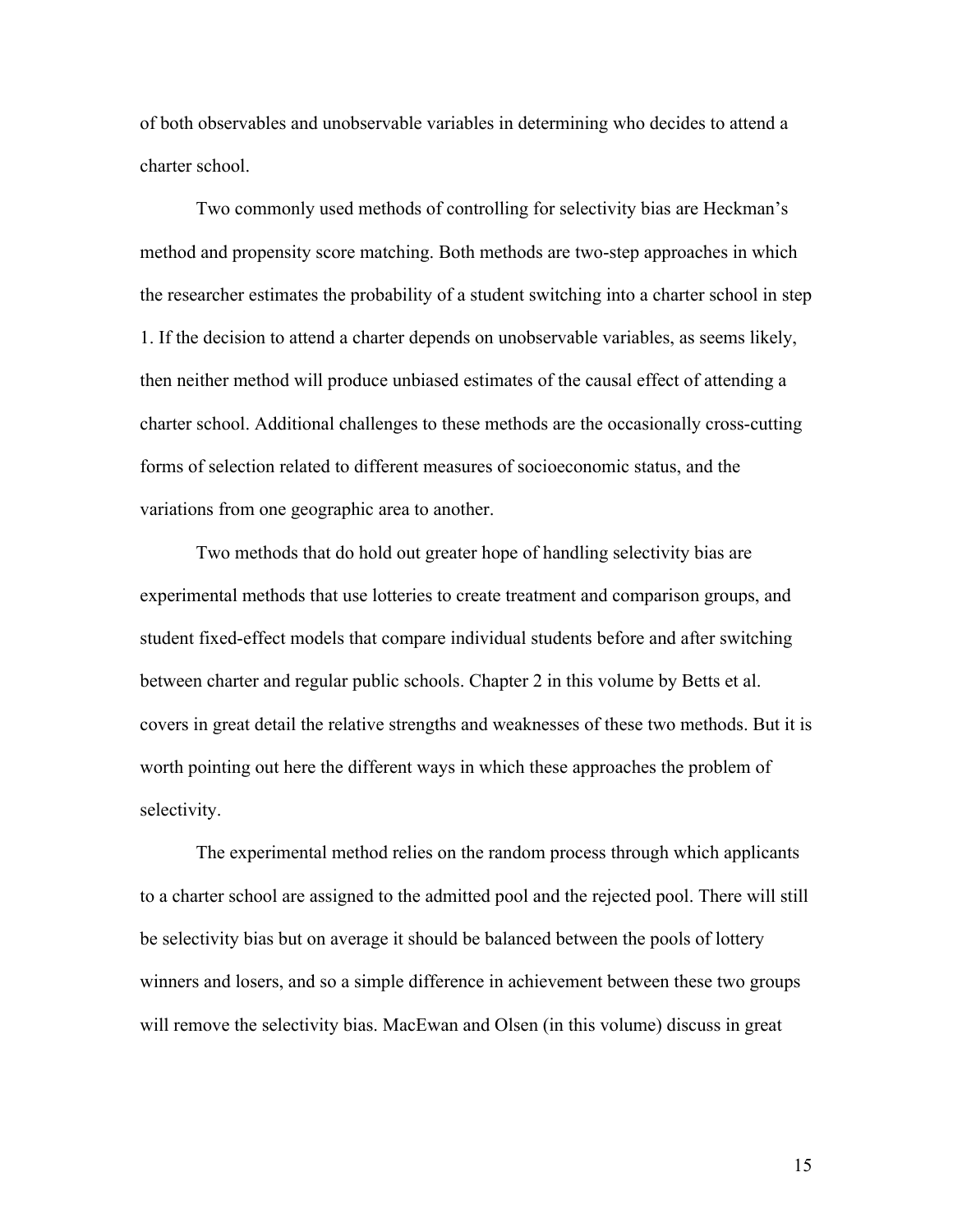of both observables and unobservable variables in determining who decides to attend a charter school.

Two commonly used methods of controlling for selectivity bias are Heckman's method and propensity score matching. Both methods are two-step approaches in which the researcher estimates the probability of a student switching into a charter school in step 1. If the decision to attend a charter depends on unobservable variables, as seems likely, then neither method will produce unbiased estimates of the causal effect of attending a charter school. Additional challenges to these methods are the occasionally cross-cutting forms of selection related to different measures of socioeconomic status, and the variations from one geographic area to another.

Two methods that do hold out greater hope of handling selectivity bias are experimental methods that use lotteries to create treatment and comparison groups, and student fixed-effect models that compare individual students before and after switching between charter and regular public schools. Chapter 2 in this volume by Betts et al. covers in great detail the relative strengths and weaknesses of these two methods. But it is worth pointing out here the different ways in which these approaches the problem of selectivity.

The experimental method relies on the random process through which applicants to a charter school are assigned to the admitted pool and the rejected pool. There will still be selectivity bias but on average it should be balanced between the pools of lottery winners and losers, and so a simple difference in achievement between these two groups will remove the selectivity bias. MacEwan and Olsen (in this volume) discuss in great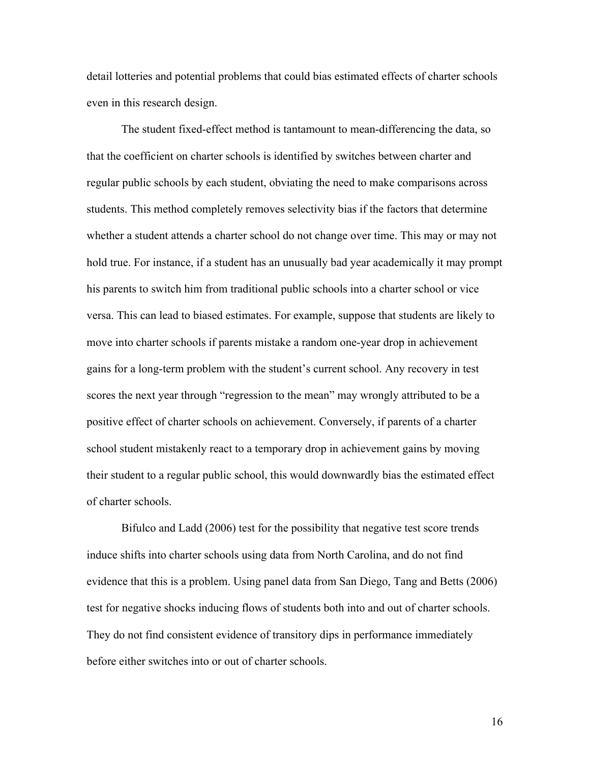detail lotteries and potential problems that could bias estimated effects of charter schools even in this research design.

The student fixed-effect method is tantamount to mean-differencing the data, so that the coefficient on charter schools is identified by switches between charter and regular public schools by each student, obviating the need to make comparisons across students. This method completely removes selectivity bias if the factors that determine whether a student attends a charter school do not change over time. This may or may not hold true. For instance, if a student has an unusually bad year academically it may prompt his parents to switch him from traditional public schools into a charter school or vice versa. This can lead to biased estimates. For example, suppose that students are likely to move into charter schools if parents mistake a random one-year drop in achievement gains for a long-term problem with the student's current school. Any recovery in test scores the next year through "regression to the mean" may wrongly attributed to be a positive effect of charter schools on achievement. Conversely, if parents of a charter school student mistakenly react to a temporary drop in achievement gains by moving their student to a regular public school, this would downwardly bias the estimated effect of charter schools.

Bifulco and Ladd (2006) test for the possibility that negative test score trends induce shifts into charter schools using data from North Carolina, and do not find evidence that this is a problem. Using panel data from San Diego, Tang and Betts (2006) test for negative shocks inducing flows of students both into and out of charter schools. They do not find consistent evidence of transitory dips in performance immediately before either switches into or out of charter schools.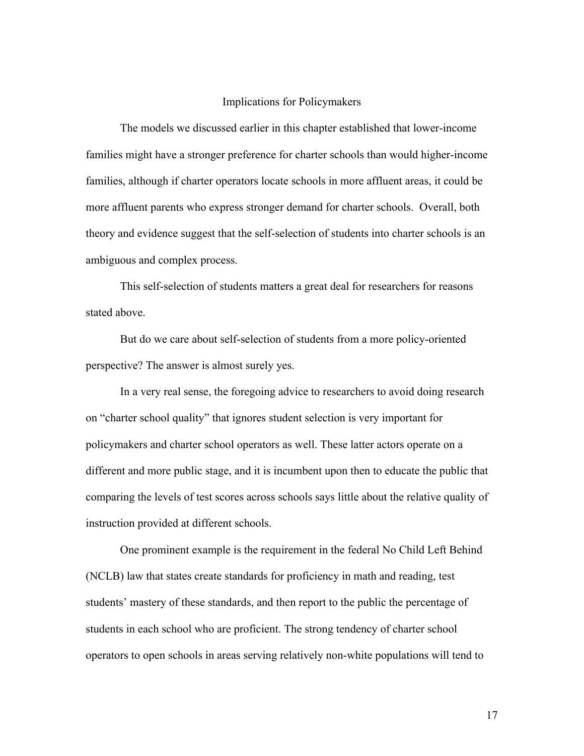## Implications for Policymakers

The models we discussed earlier in this chapter established that lower-income families might have a stronger preference for charter schools than would higher-income families, although if charter operators locate schools in more affluent areas, it could be more affluent parents who express stronger demand for charter schools. Overall, both theory and evidence suggest that the self-selection of students into charter schools is an ambiguous and complex process.

This self-selection of students matters a great deal for researchers for reasons stated above.

But do we care about self-selection of students from a more policy-oriented perspective? The answer is almost surely yes.

In a very real sense, the foregoing advice to researchers to avoid doing research on "charter school quality" that ignores student selection is very important for policymakers and charter school operators as well. These latter actors operate on a different and more public stage, and it is incumbent upon then to educate the public that comparing the levels of test scores across schools says little about the relative quality of instruction provided at different schools.

One prominent example is the requirement in the federal No Child Left Behind (NCLB) law that states create standards for proficiency in math and reading, test students' mastery of these standards, and then report to the public the percentage of students in each school who are proficient. The strong tendency of charter school operators to open schools in areas serving relatively non-white populations will tend to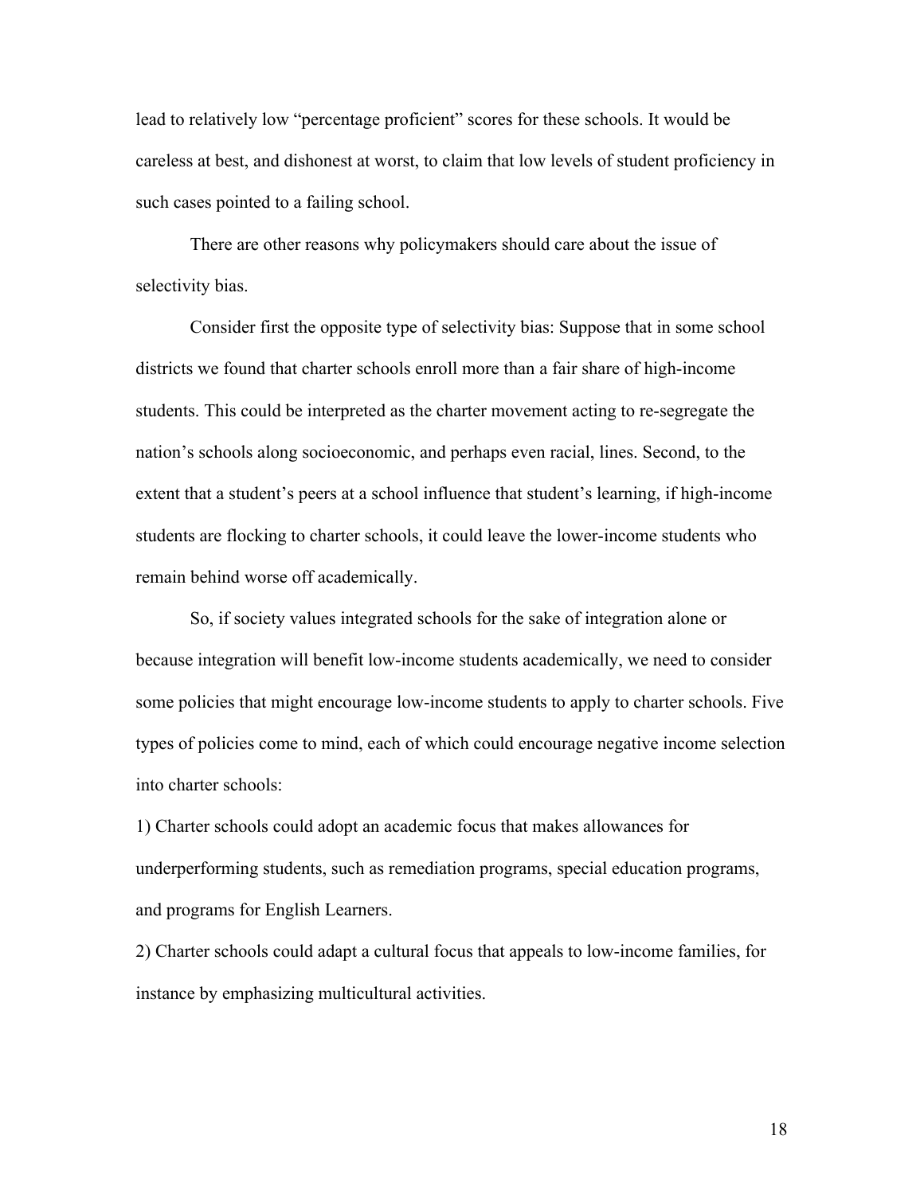lead to relatively low "percentage proficient" scores for these schools. It would be careless at best, and dishonest at worst, to claim that low levels of student proficiency in such cases pointed to a failing school.

There are other reasons why policymakers should care about the issue of selectivity bias.

Consider first the opposite type of selectivity bias: Suppose that in some school districts we found that charter schools enroll more than a fair share of high-income students. This could be interpreted as the charter movement acting to re-segregate the nation's schools along socioeconomic, and perhaps even racial, lines. Second, to the extent that a student's peers at a school influence that student's learning, if high-income students are flocking to charter schools, it could leave the lower-income students who remain behind worse off academically.

So, if society values integrated schools for the sake of integration alone or because integration will benefit low-income students academically, we need to consider some policies that might encourage low-income students to apply to charter schools. Five types of policies come to mind, each of which could encourage negative income selection into charter schools:

1) Charter schools could adopt an academic focus that makes allowances for underperforming students, such as remediation programs, special education programs, and programs for English Learners.

2) Charter schools could adapt a cultural focus that appeals to low-income families, for instance by emphasizing multicultural activities.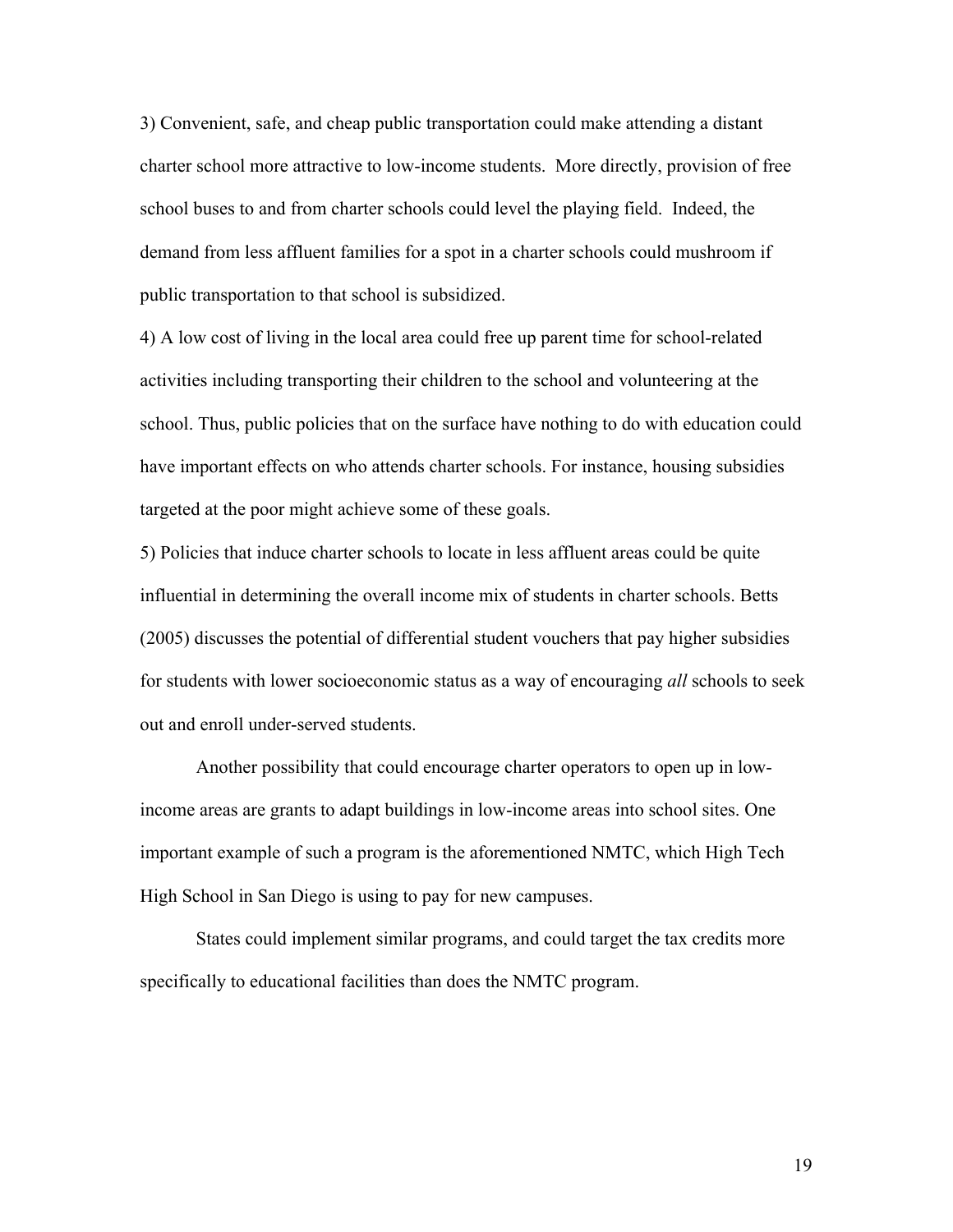3) Convenient, safe, and cheap public transportation could make attending a distant charter school more attractive to low-income students. More directly, provision of free school buses to and from charter schools could level the playing field. Indeed, the demand from less affluent families for a spot in a charter schools could mushroom if public transportation to that school is subsidized.

4) A low cost of living in the local area could free up parent time for school-related activities including transporting their children to the school and volunteering at the school. Thus, public policies that on the surface have nothing to do with education could have important effects on who attends charter schools. For instance, housing subsidies targeted at the poor might achieve some of these goals.

5) Policies that induce charter schools to locate in less affluent areas could be quite influential in determining the overall income mix of students in charter schools. Betts (2005) discusses the potential of differential student vouchers that pay higher subsidies for students with lower socioeconomic status as a way of encouraging *all* schools to seek out and enroll under-served students.

Another possibility that could encourage charter operators to open up in low-income areas are grants to adapt buildings in low-income areas into school sites. One important example of such a program is the aforementioned NMTC, which High Tech High School in San Diego is using to pay for new campuses.

States could implement similar programs, and could target the tax credits more specifically to educational facilities than does the NMTC program.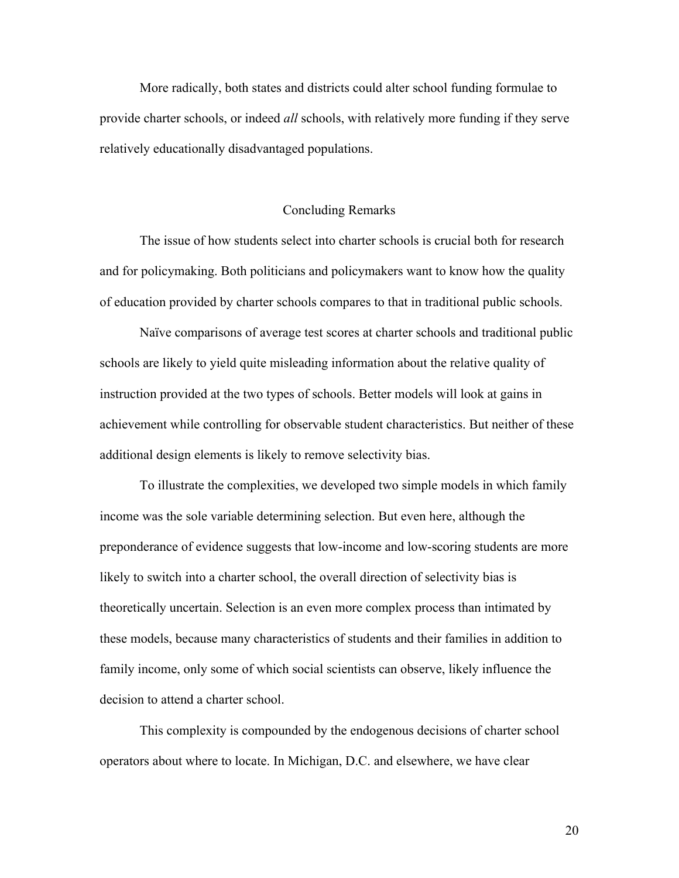More radically, both states and districts could alter school funding formulae to provide charter schools, or indeed *all* schools, with relatively more funding if they serve relatively educationally disadvantaged populations.

## Concluding Remarks

The issue of how students select into charter schools is crucial both for research and for policymaking. Both politicians and policymakers want to know how the quality of education provided by charter schools compares to that in traditional public schools.

Naïve comparisons of average test scores at charter schools and traditional public schools are likely to yield quite misleading information about the relative quality of instruction provided at the two types of schools. Better models will look at gains in achievement while controlling for observable student characteristics. But neither of these additional design elements is likely to remove selectivity bias.

To illustrate the complexities, we developed two simple models in which family income was the sole variable determining selection. But even here, although the preponderance of evidence suggests that low-income and low-scoring students are more likely to switch into a charter school, the overall direction of selectivity bias is theoretically uncertain. Selection is an even more complex process than intimated by these models, because many characteristics of students and their families in addition to family income, only some of which social scientists can observe, likely influence the decision to attend a charter school.

This complexity is compounded by the endogenous decisions of charter school operators about where to locate. In Michigan, D.C. and elsewhere, we have clear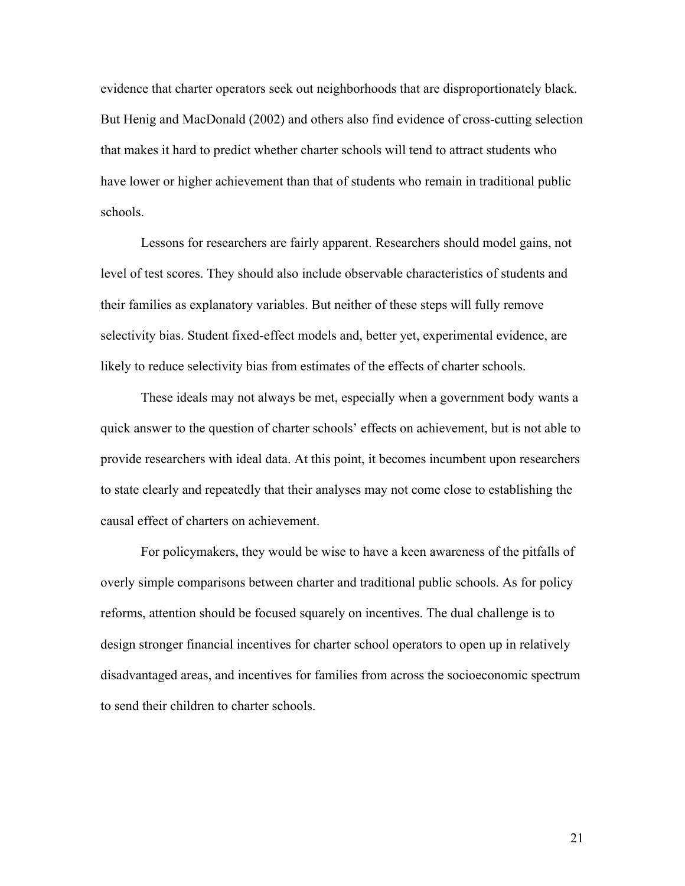evidence that charter operators seek out neighborhoods that are disproportionately black. But Henig and MacDonald (2002) and others also find evidence of cross-cutting selection that makes it hard to predict whether charter schools will tend to attract students who have lower or higher achievement than that of students who remain in traditional public schools.

Lessons for researchers are fairly apparent. Researchers should model gains, not level of test scores. They should also include observable characteristics of students and their families as explanatory variables. But neither of these steps will fully remove selectivity bias. Student fixed-effect models and, better yet, experimental evidence, are likely to reduce selectivity bias from estimates of the effects of charter schools.

These ideals may not always be met, especially when a government body wants a quick answer to the question of charter schools' effects on achievement, but is not able to provide researchers with ideal data. At this point, it becomes incumbent upon researchers to state clearly and repeatedly that their analyses may not come close to establishing the causal effect of charters on achievement.

For policymakers, they would be wise to have a keen awareness of the pitfalls of overly simple comparisons between charter and traditional public schools. As for policy reforms, attention should be focused squarely on incentives. The dual challenge is to design stronger financial incentives for charter school operators to open up in relatively disadvantaged areas, and incentives for families from across the socioeconomic spectrum to send their children to charter schools.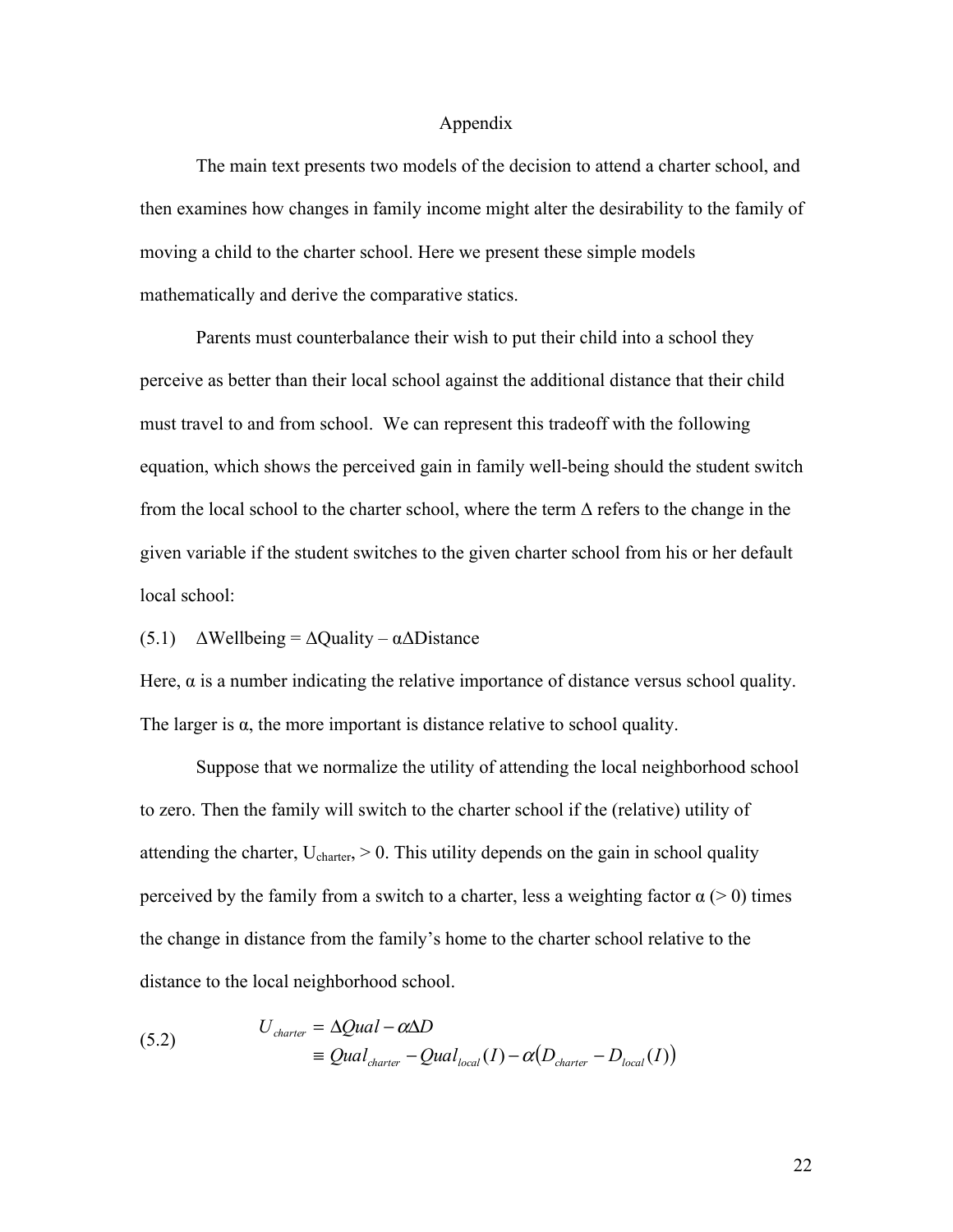# Appendix

The main text presents two models of the decision to attend a charter school, and then examines how changes in family income might alter the desirability to the family of moving a child to the charter school. Here we present these simple models mathematically and derive the comparative statics.

Parents must counterbalance their wish to put their child into a school they perceive as better than their local school against the additional distance that their child must travel to and from school. We can represent this tradeoff with the following equation, which shows the perceived gain in family well-being should the student switch from the local school to the charter school, where the term Δ refers to the change in the given variable if the student switches to the given charter school from his or her default local school:

(5.1) $\Delta\text{Wellbeing} = \Delta\text{Quality} - \alpha\Delta\text{Distance}$

Here, $\alpha$ is a number indicating the relative importance of distance versus school quality. The larger is $\alpha$, the more important is distance relative to school quality.

Suppose that we normalize the utility of attending the local neighborhood school to zero. Then the family will switch to the charter school if the (relative) utility of attending the charter, $U_{charter}$, > 0. This utility depends on the gain in school quality perceived by the family from a switch to a charter, less a weighting factor $\alpha$ (> 0) times the change in distance from the family's home to the charter school relative to the distance to the local neighborhood school.

$$
\begin{aligned}
U_{charter} &= \Delta Qual - \alpha \Delta D \\
&\equiv Qual_{charter} - Qual_{local}(I) - \alpha\left(D_{charter} - D_{local}(I)\right)
\end{aligned}
\tag{5.2}
$$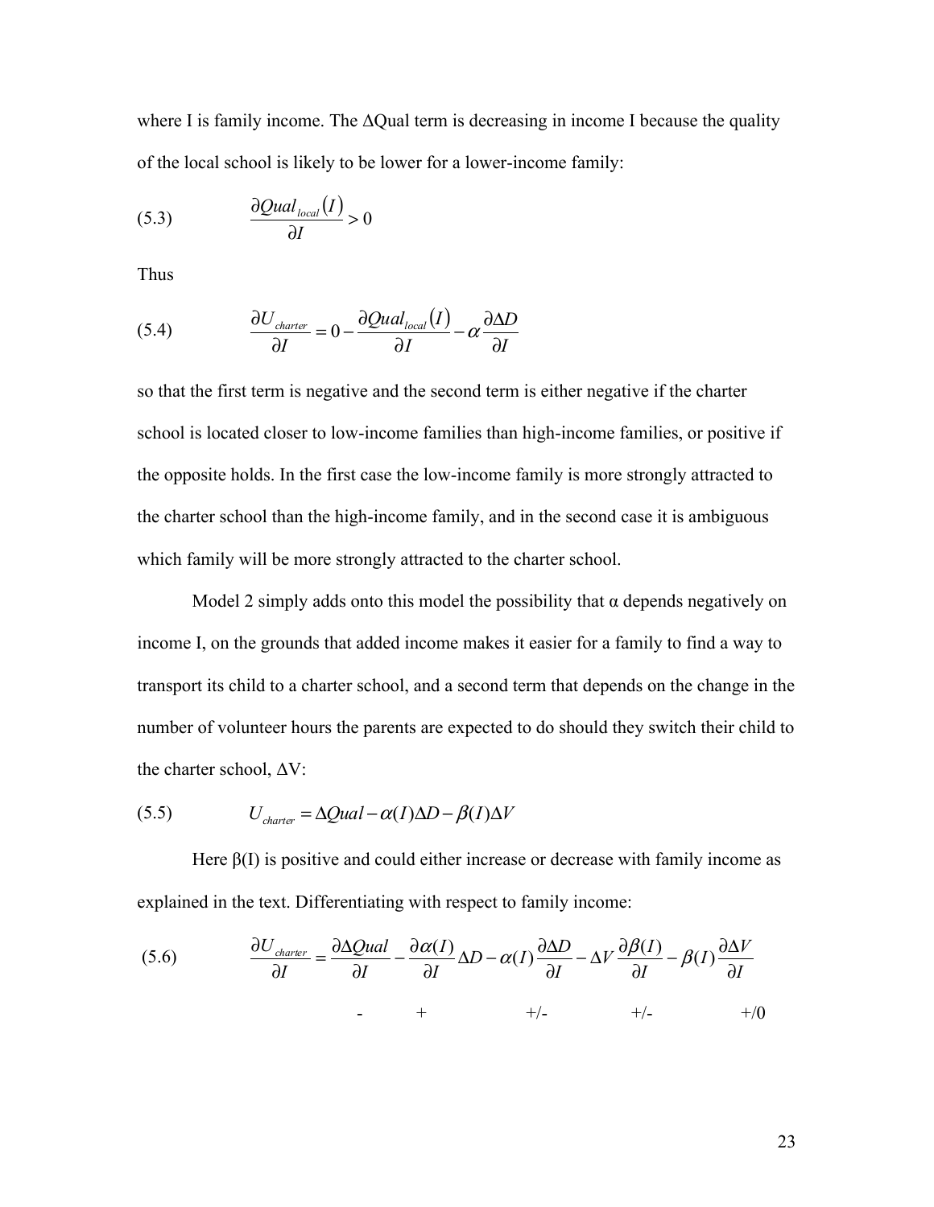where I is family income. The ΔQual term is decreasing in income I because the quality of the local school is likely to be lower for a lower-income family:

$$\text{(5.3)} \qquad \frac{\partial Qual_{local}(I)}{\partial I} > 0$$

Thus

$$\text{(5.4)} \qquad \frac{\partial U_{charter}}{\partial I} = 0 - \frac{\partial Qual_{local}(I)}{\partial I} - \alpha \frac{\partial \Delta D}{\partial I}$$

so that the first term is negative and the second term is either negative if the charter school is located closer to low-income families than high-income families, or positive if the opposite holds. In the first case the low-income family is more strongly attracted to the charter school than the high-income family, and in the second case it is ambiguous which family will be more strongly attracted to the charter school.

Model 2 simply adds onto this model the possibility that α depends negatively on income I, on the grounds that added income makes it easier for a family to find a way to transport its child to a charter school, and a second term that depends on the change in the number of volunteer hours the parents are expected to do should they switch their child to the charter school, ΔV:

$$\text{(5.5)} \qquad U_{charter} = \Delta Qual - \alpha(I)\Delta D - \beta(I)\Delta V$$

Here β(I) is positive and could either increase or decrease with family income as explained in the text. Differentiating with respect to family income:

$$\text{(5.6)} \qquad \frac{\partial U_{charter}}{\partial I} = \underset{-}{\frac{\partial \Delta Qual}{\partial I}} - \underset{+}{\frac{\partial \alpha(I)}{\partial I}}\Delta D - \alpha(I)\underset{+/-}{\frac{\partial \Delta D}{\partial I}} - \Delta V \underset{+/-}{\frac{\partial \beta(I)}{\partial I}} - \beta(I)\underset{+/0}{\frac{\partial \Delta V}{\partial I}}$$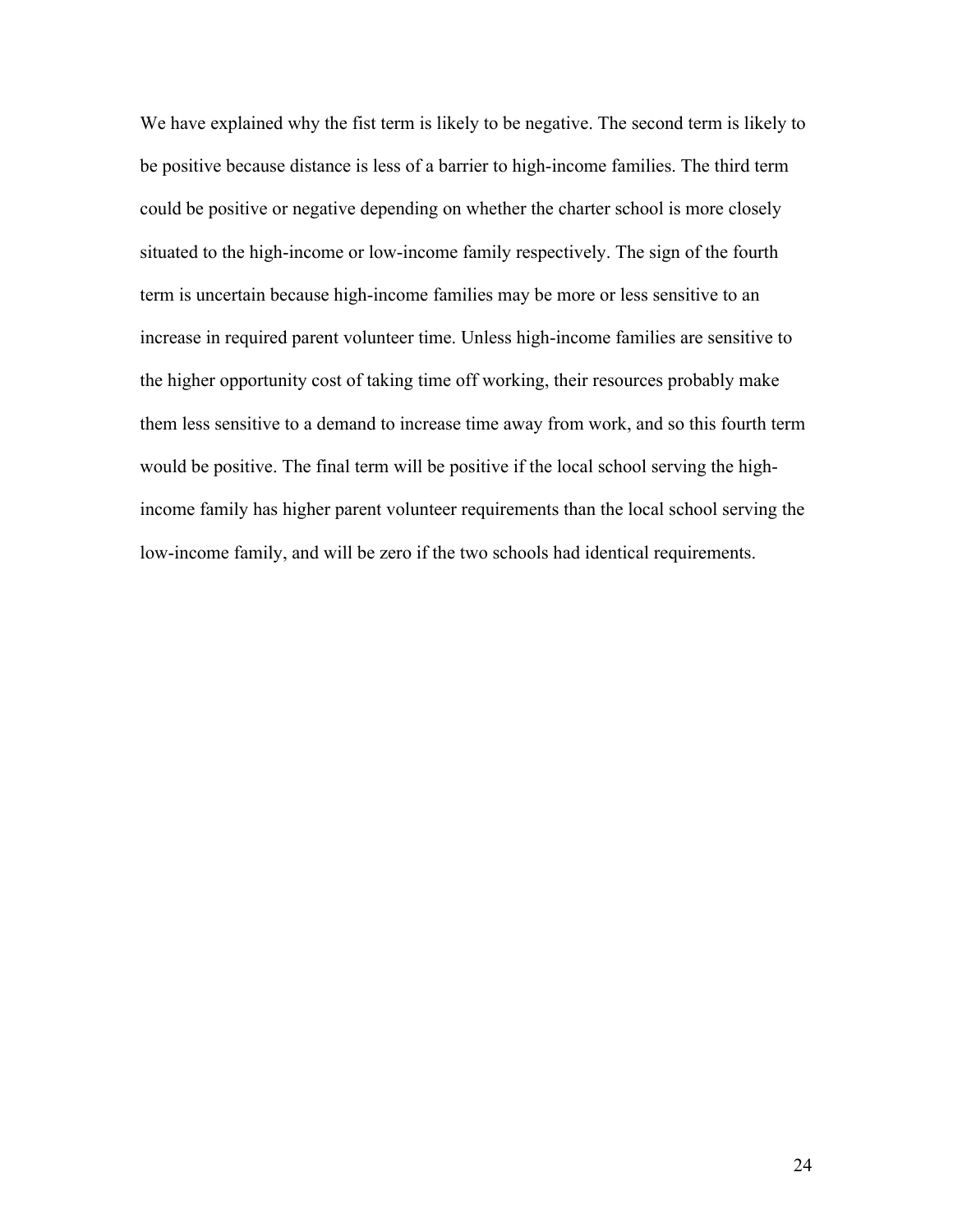We have explained why the fist term is likely to be negative. The second term is likely to be positive because distance is less of a barrier to high-income families. The third term could be positive or negative depending on whether the charter school is more closely situated to the high-income or low-income family respectively. The sign of the fourth term is uncertain because high-income families may be more or less sensitive to an increase in required parent volunteer time. Unless high-income families are sensitive to the higher opportunity cost of taking time off working, their resources probably make them less sensitive to a demand to increase time away from work, and so this fourth term would be positive. The final term will be positive if the local school serving the high-income family has higher parent volunteer requirements than the local school serving the low-income family, and will be zero if the two schools had identical requirements.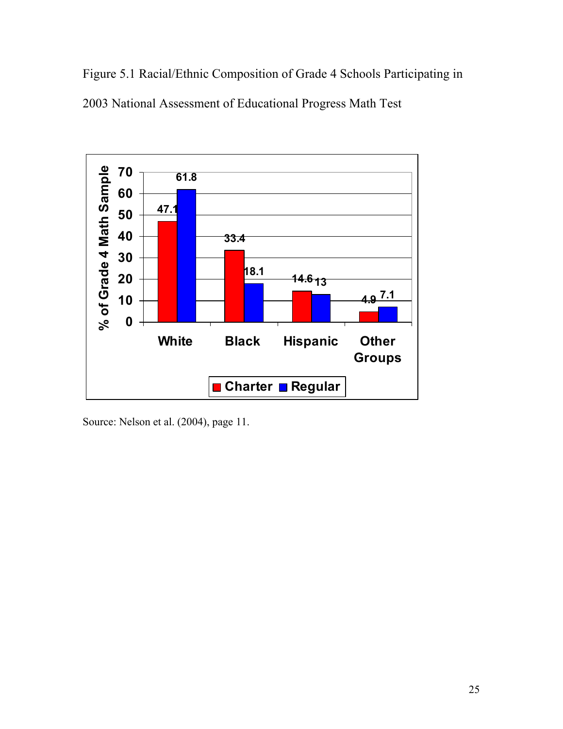Figure 5.1 Racial/Ethnic Composition of Grade 4 Schools Participating in 2003 National Assessment of Educational Progress Math Test

| % of Grade 4 Math Sample | Charter | Regular |
|---|---|---|
| White | 47.1 | 61.8 |
| Black | 33.4 | 18.1 |
| Hispanic | 14.6 | 13 |
| Other Groups | 4.9 | 7.1 |

Source: Nelson et al. (2004), page 11.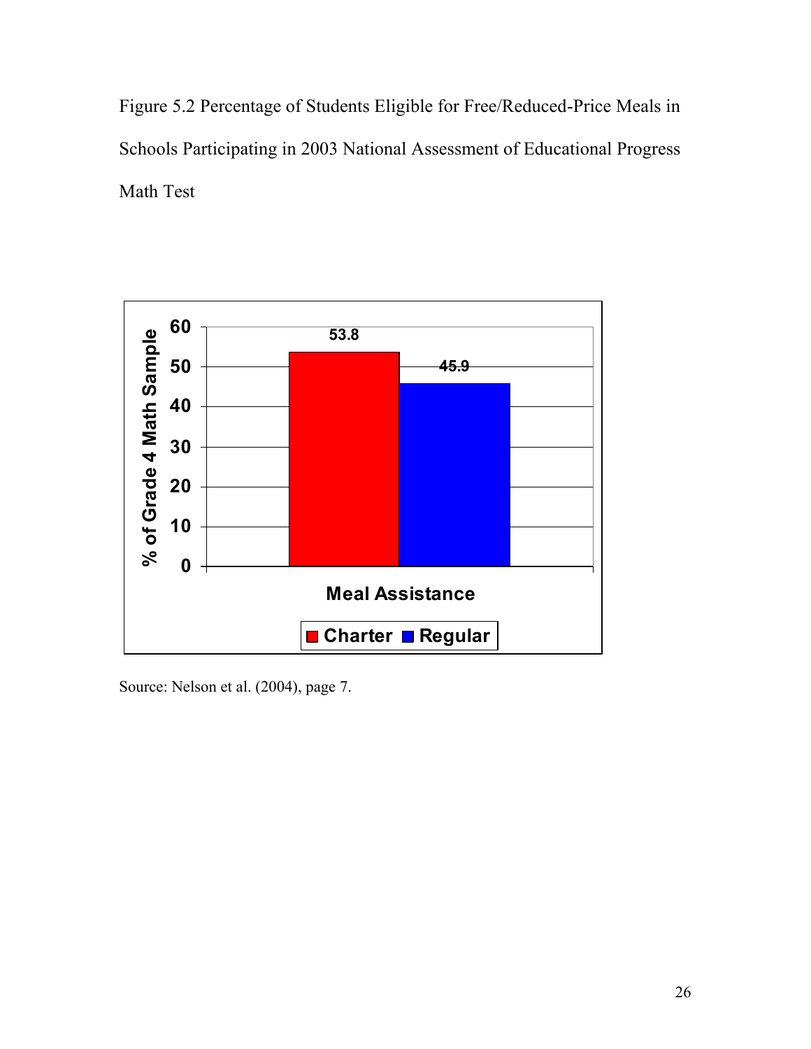Figure 5.2 Percentage of Students Eligible for Free/Reduced-Price Meals in Schools Participating in 2003 National Assessment of Educational Progress Math Test

| Meal Assistance | % of Grade 4 Math Sample |
| --- | --- |
| Charter | 53.8 |
| Regular | 45.9 |

Source: Nelson et al. (2004), page 7.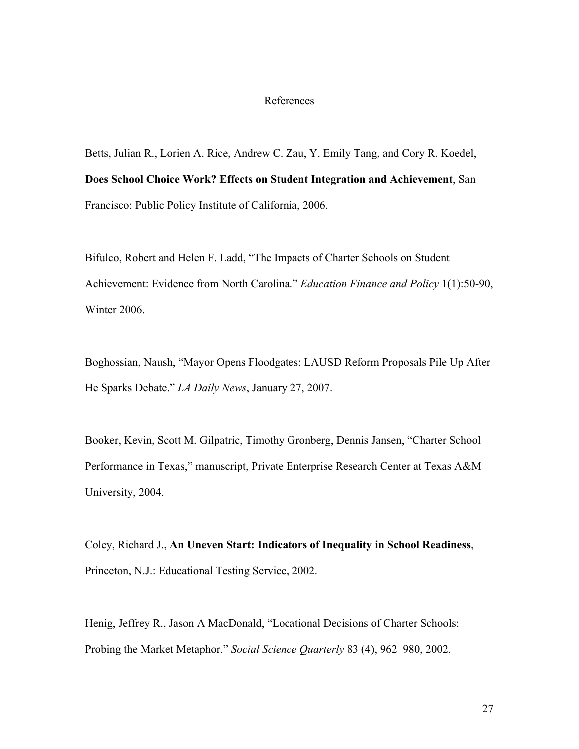# References

Betts, Julian R., Lorien A. Rice, Andrew C. Zau, Y. Emily Tang, and Cory R. Koedel, **Does School Choice Work? Effects on Student Integration and Achievement**, San Francisco: Public Policy Institute of California, 2006.

Bifulco, Robert and Helen F. Ladd, "The Impacts of Charter Schools on Student Achievement: Evidence from North Carolina." *Education Finance and Policy* 1(1):50-90, Winter 2006.

Boghossian, Naush, "Mayor Opens Floodgates: LAUSD Reform Proposals Pile Up After He Sparks Debate." *LA Daily News*, January 27, 2007.

Booker, Kevin, Scott M. Gilpatric, Timothy Gronberg, Dennis Jansen, "Charter School Performance in Texas," manuscript, Private Enterprise Research Center at Texas A&M University, 2004.

Coley, Richard J., **An Uneven Start: Indicators of Inequality in School Readiness**, Princeton, N.J.: Educational Testing Service, 2002.

Henig, Jeffrey R., Jason A MacDonald, "Locational Decisions of Charter Schools: Probing the Market Metaphor." *Social Science Quarterly* 83 (4), 962–980, 2002.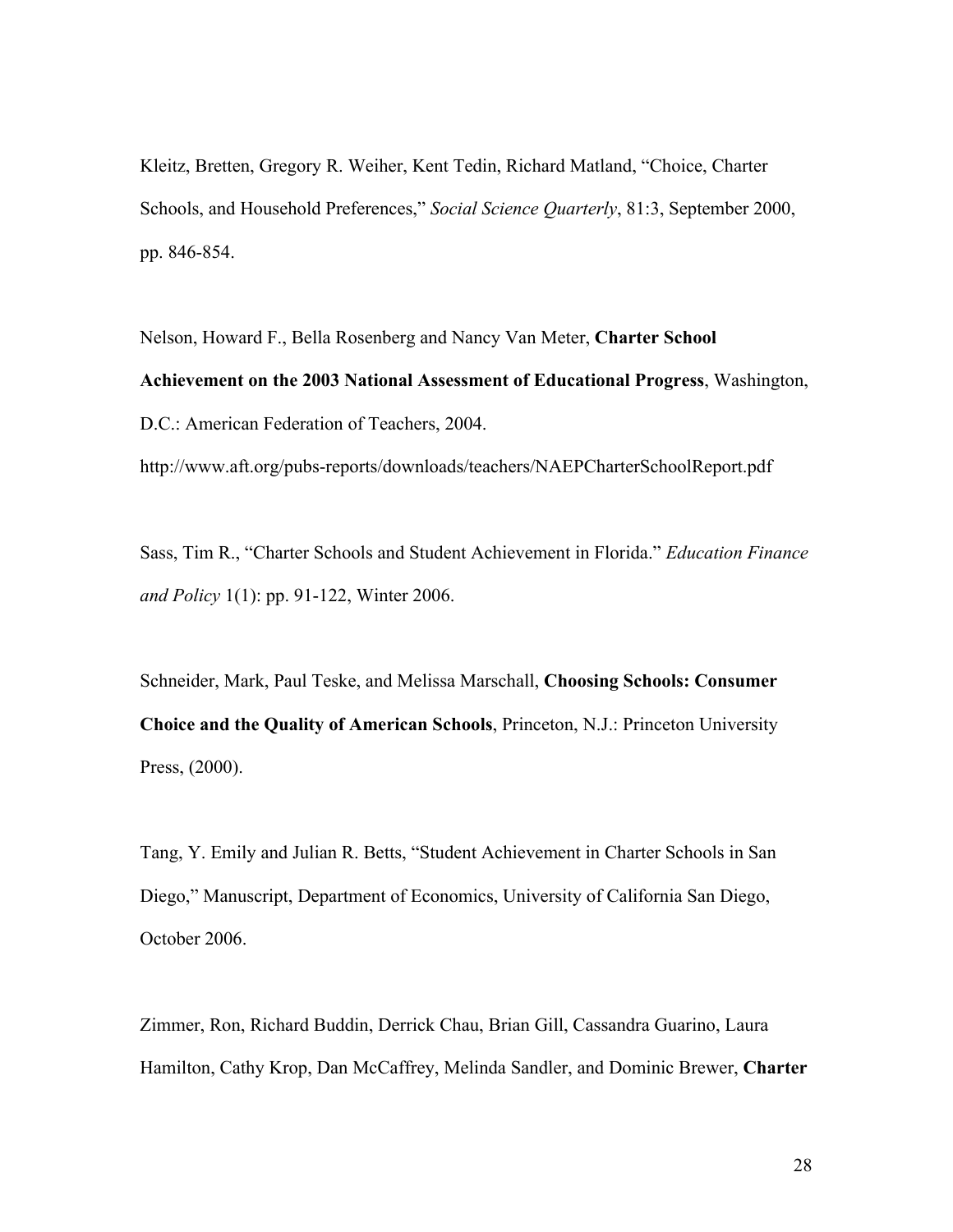Kleitz, Bretten, Gregory R. Weiher, Kent Tedin, Richard Matland, "Choice, Charter Schools, and Household Preferences," *Social Science Quarterly*, 81:3, September 2000, pp. 846-854.

Nelson, Howard F., Bella Rosenberg and Nancy Van Meter, **Charter School Achievement on the 2003 National Assessment of Educational Progress**, Washington, D.C.: American Federation of Teachers, 2004. http://www.aft.org/pubs-reports/downloads/teachers/NAEPCharterSchoolReport.pdf

Sass, Tim R., "Charter Schools and Student Achievement in Florida." *Education Finance and Policy* 1(1): pp. 91-122, Winter 2006.

Schneider, Mark, Paul Teske, and Melissa Marschall, **Choosing Schools: Consumer Choice and the Quality of American Schools**, Princeton, N.J.: Princeton University Press, (2000).

Tang, Y. Emily and Julian R. Betts, "Student Achievement in Charter Schools in San Diego," Manuscript, Department of Economics, University of California San Diego, October 2006.

Zimmer, Ron, Richard Buddin, Derrick Chau, Brian Gill, Cassandra Guarino, Laura Hamilton, Cathy Krop, Dan McCaffrey, Melinda Sandler, and Dominic Brewer, **Charter**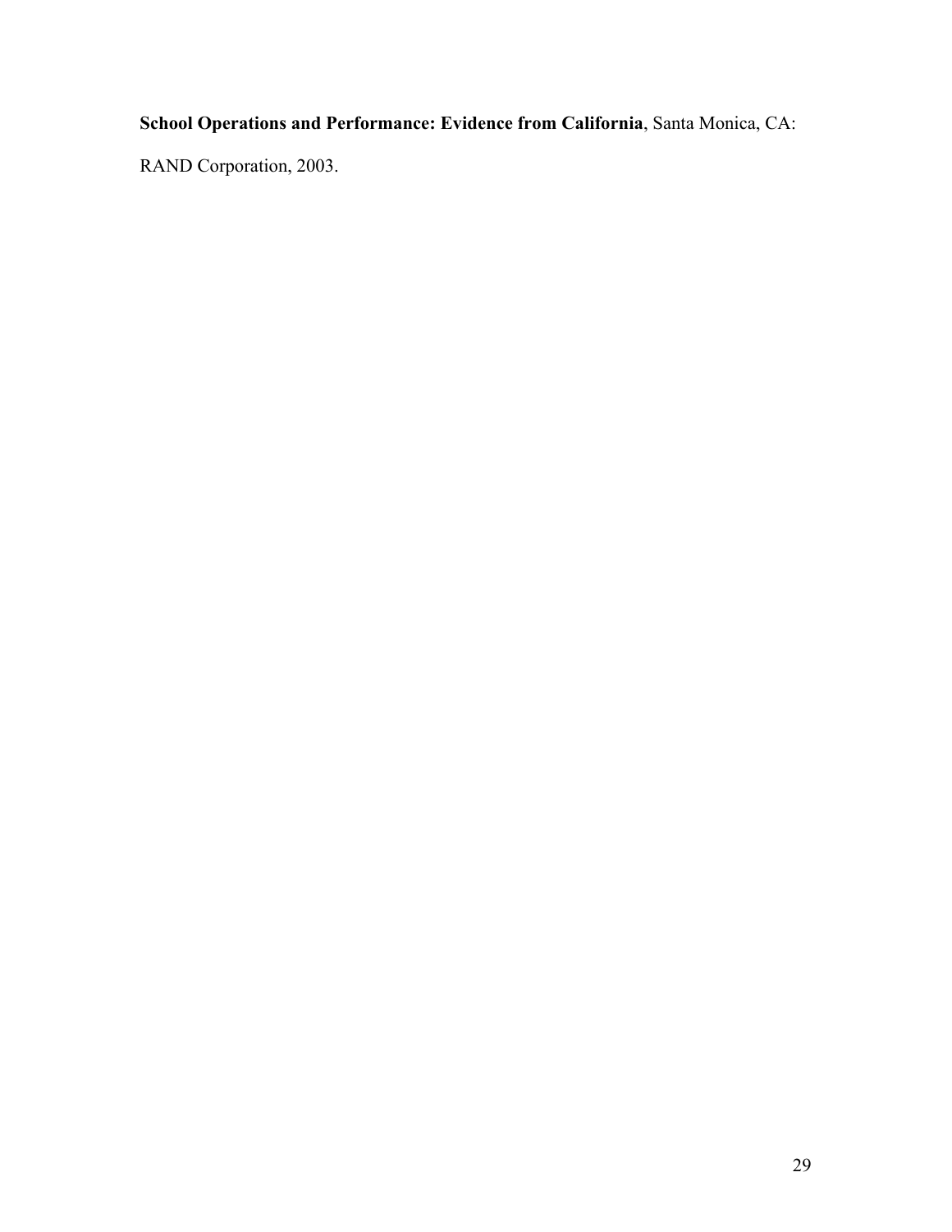**School Operations and Performance: Evidence from California**, Santa Monica, CA: RAND Corporation, 2003.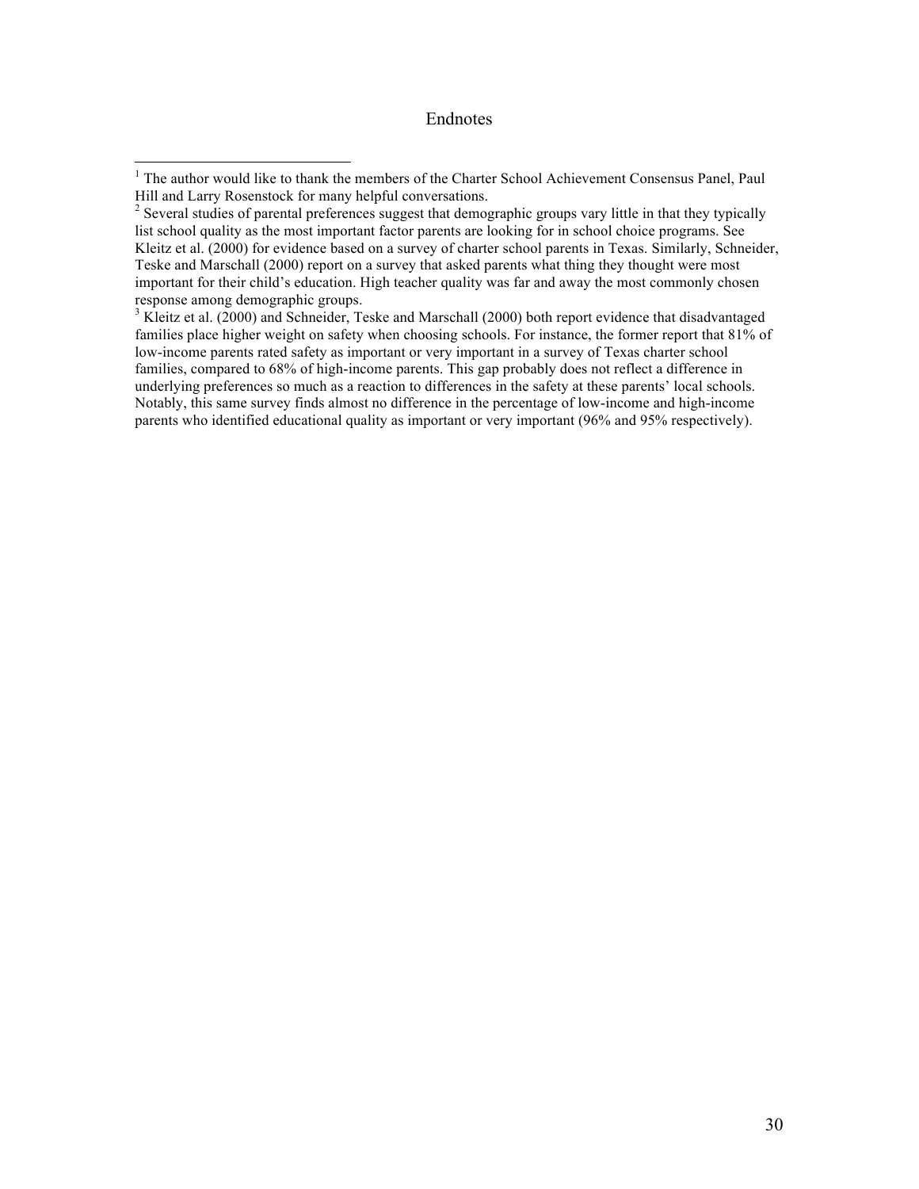# Endnotes

[1] The author would like to thank the members of the Charter School Achievement Consensus Panel, Paul Hill and Larry Rosenstock for many helpful conversations.

[2] Several studies of parental preferences suggest that demographic groups vary little in that they typically list school quality as the most important factor parents are looking for in school choice programs. See Kleitz et al. (2000) for evidence based on a survey of charter school parents in Texas. Similarly, Schneider, Teske and Marschall (2000) report on a survey that asked parents what thing they thought were most important for their child's education. High teacher quality was far and away the most commonly chosen response among demographic groups.

[3] Kleitz et al. (2000) and Schneider, Teske and Marschall (2000) both report evidence that disadvantaged families place higher weight on safety when choosing schools. For instance, the former report that 81% of low-income parents rated safety as important or very important in a survey of Texas charter school families, compared to 68% of high-income parents. This gap probably does not reflect a difference in underlying preferences so much as a reaction to differences in the safety at these parents' local schools. Notably, this same survey finds almost no difference in the percentage of low-income and high-income parents who identified educational quality as important or very important (96% and 95% respectively).